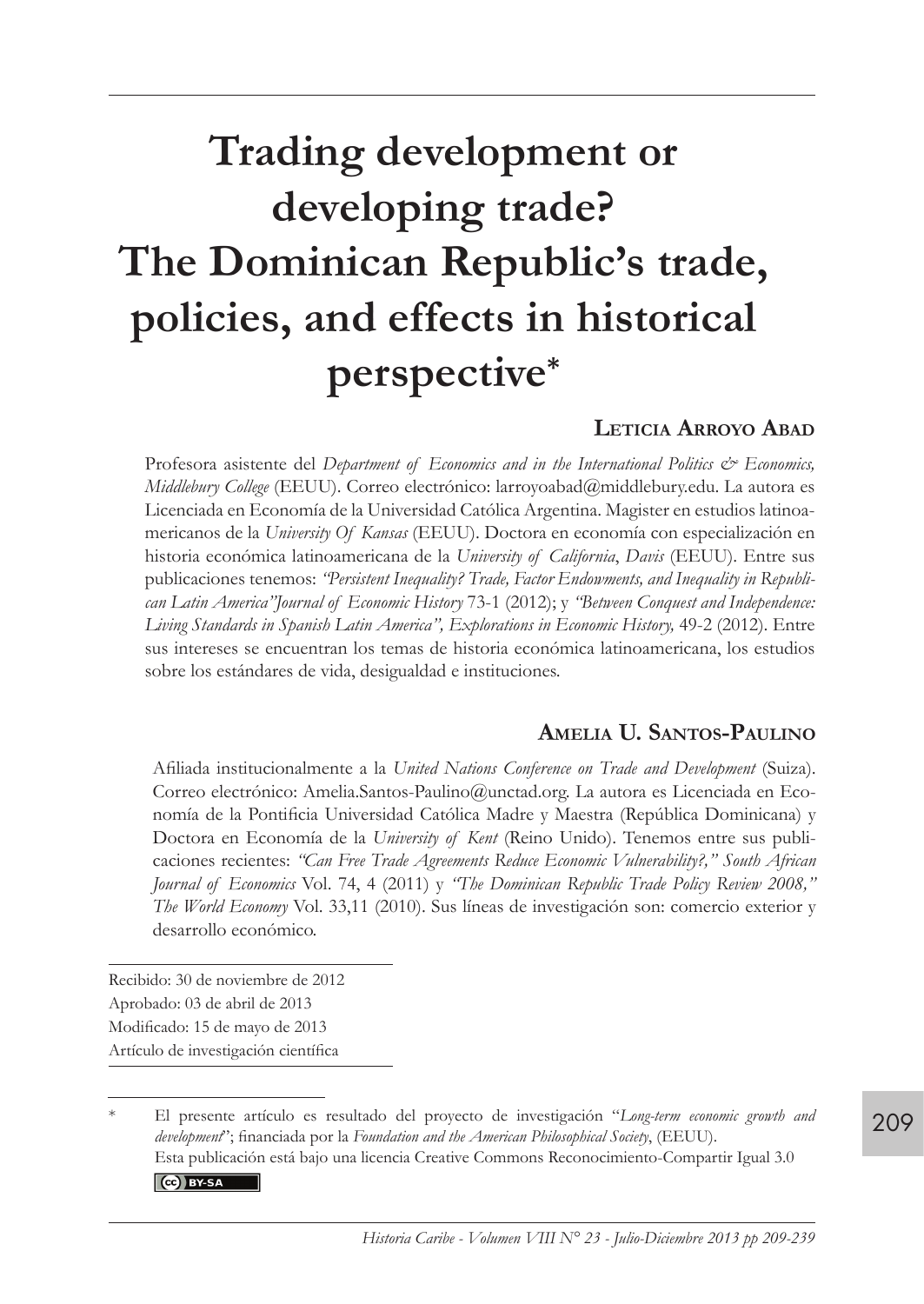# Trading development or developing trade? The Dominican Republic's trade, policies, and effects in historical perspective*

**Leticia Arroyo Abad**

Profesora asistente del *Department of Economics and in the International Politics & Economics, Middlebury College* (EEUU). Correo electrónico: larroyoabad@middlebury.edu. La autora es Licenciada en Economía de la Universidad Católica Argentina. Magister en estudios latinoamericanos de la *University Of Kansas* (EEUU). Doctora en economía con especialización en historia económica latinoamericana de la *University of California*, *Davis* (EEUU). Entre sus publicaciones tenemos: *"Persistent Inequality? Trade, Factor Endowments, and Inequality in Republican Latin America"Journal of Economic History* 73-1 (2012); y *"Between Conquest and Independence: Living Standards in Spanish Latin America", Explorations in Economic History,* 49-2 (2012). Entre sus intereses se encuentran los temas de historia económica latinoamericana, los estudios sobre los estándares de vida, desigualdad e instituciones.

**Amelia U. Santos-Paulino**

Afiliada institucionalmente a la *United Nations Conference on Trade and Development* (Suiza). Correo electrónico: Amelia.Santos-Paulino@unctad.org. La autora es Licenciada en Economía de la Pontificia Universidad Católica Madre y Maestra (República Dominicana) y Doctora en Economía de la *University of Kent* (Reino Unido). Tenemos entre sus publicaciones recientes: *"Can Free Trade Agreements Reduce Economic Vulnerability?," South African Journal of Economics* Vol. 74, 4 (2011) y *"The Dominican Republic Trade Policy Review 2008," The World Economy* Vol. 33,11 (2010). Sus líneas de investigación son: comercio exterior y desarrollo económico.

Recibido: 30 de noviembre de 2012
Aprobado: 03 de abril de 2013
Modificado: 15 de mayo de 2013
Artículo de investigación científica

\* El presente artículo es resultado del proyecto de investigación "*Long-term economic growth and development*"; financiada por la *Foundation and the American Philosophical Society*, (EEUU).
Esta publicación está bajo una licencia Creative Commons Reconocimiento-Compartir Igual 3.0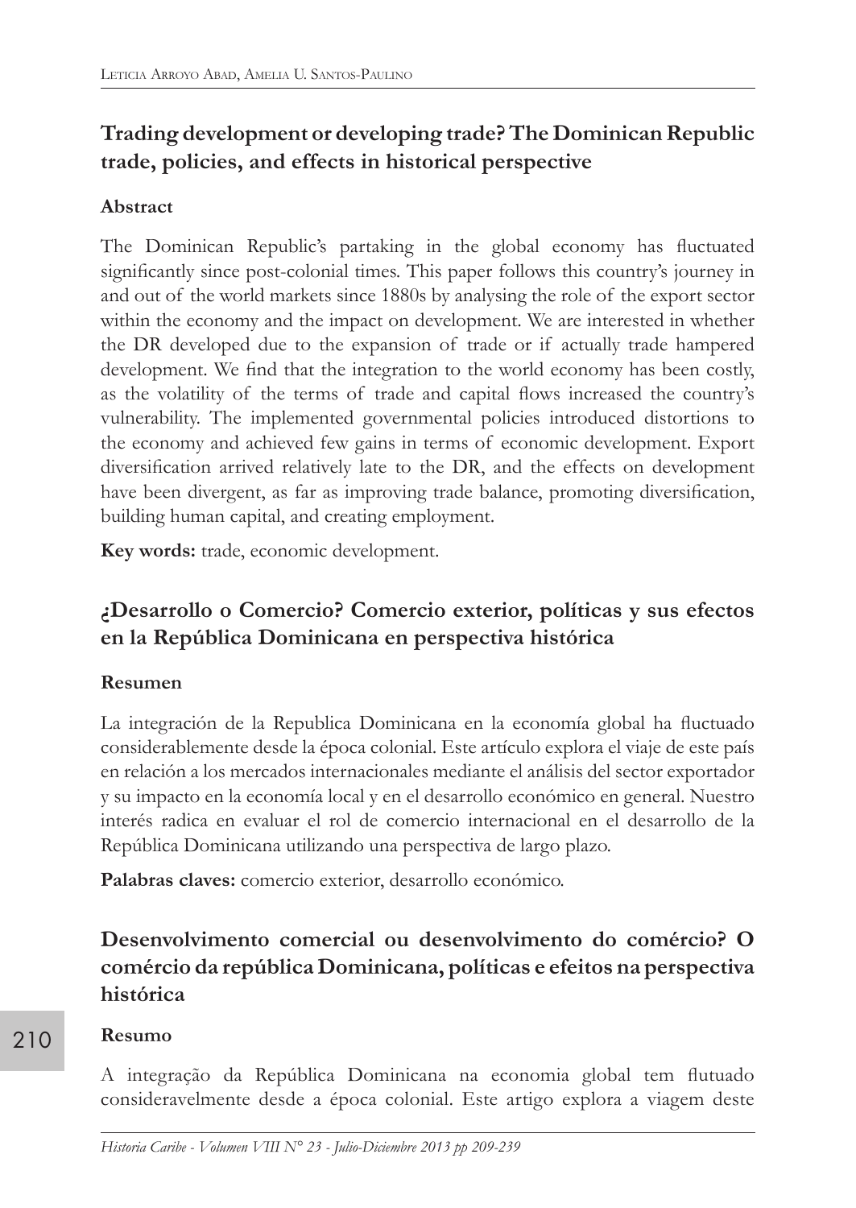## Trading development or developing trade? The Dominican Republic trade, policies, and effects in historical perspective

### Abstract

The Dominican Republic's partaking in the global economy has fluctuated significantly since post-colonial times. This paper follows this country's journey in and out of the world markets since 1880s by analysing the role of the export sector within the economy and the impact on development. We are interested in whether the DR developed due to the expansion of trade or if actually trade hampered development. We find that the integration to the world economy has been costly, as the volatility of the terms of trade and capital flows increased the country's vulnerability. The implemented governmental policies introduced distortions to the economy and achieved few gains in terms of economic development. Export diversification arrived relatively late to the DR, and the effects on development have been divergent, as far as improving trade balance, promoting diversification, building human capital, and creating employment.

**Key words:** trade, economic development.

## ¿Desarrollo o Comercio? Comercio exterior, políticas y sus efectos en la República Dominicana en perspectiva histórica

### Resumen

La integración de la Republica Dominicana en la economía global ha fluctuado considerablemente desde la época colonial. Este artículo explora el viaje de este país en relación a los mercados internacionales mediante el análisis del sector exportador y su impacto en la economía local y en el desarrollo económico en general. Nuestro interés radica en evaluar el rol de comercio internacional en el desarrollo de la República Dominicana utilizando una perspectiva de largo plazo.

**Palabras claves:** comercio exterior, desarrollo económico.

## Desenvolvimento comercial ou desenvolvimento do comércio? O comércio da república Dominicana, políticas e efeitos na perspectiva histórica

### Resumo

A integração da República Dominicana na economia global tem flutuado consideravelmente desde a época colonial. Este artigo explora a viagem deste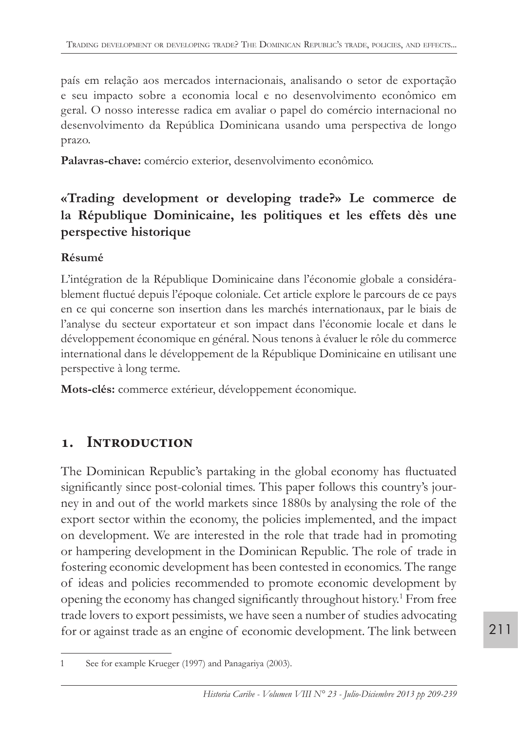país em relação aos mercados internacionais, analisando o setor de exportação e seu impacto sobre a economia local e no desenvolvimento econômico em geral. O nosso interesse radica em avaliar o papel do comércio internacional no desenvolvimento da República Dominicana usando uma perspectiva de longo prazo.

**Palavras-chave:** comércio exterior, desenvolvimento econômico.

## «Trading development or developing trade?» Le commerce de la République Dominicaine, les politiques et les effets dès une perspective historique

**Résumé**

L'intégration de la République Dominicaine dans l'économie globale a considérablement fluctué depuis l'époque coloniale. Cet article explore le parcours de ce pays en ce qui concerne son insertion dans les marchés internationaux, par le biais de l'analyse du secteur exportateur et son impact dans l'économie locale et dans le développement économique en général. Nous tenons à évaluer le rôle du commerce international dans le développement de la République Dominicaine en utilisant une perspective à long terme.

**Mots-clés:** commerce extérieur, développement économique.

## 1. Introduction

The Dominican Republic's partaking in the global economy has fluctuated significantly since post-colonial times. This paper follows this country's journey in and out of the world markets since 1880s by analysing the role of the export sector within the economy, the policies implemented, and the impact on development. We are interested in the role that trade had in promoting or hampering development in the Dominican Republic. The role of trade in fostering economic development has been contested in economics. The range of ideas and policies recommended to promote economic development by opening the economy has changed significantly throughout history.[1] From free trade lovers to export pessimists, we have seen a number of studies advocating for or against trade as an engine of economic development. The link between

[1] See for example Krueger (1997) and Panagariya (2003).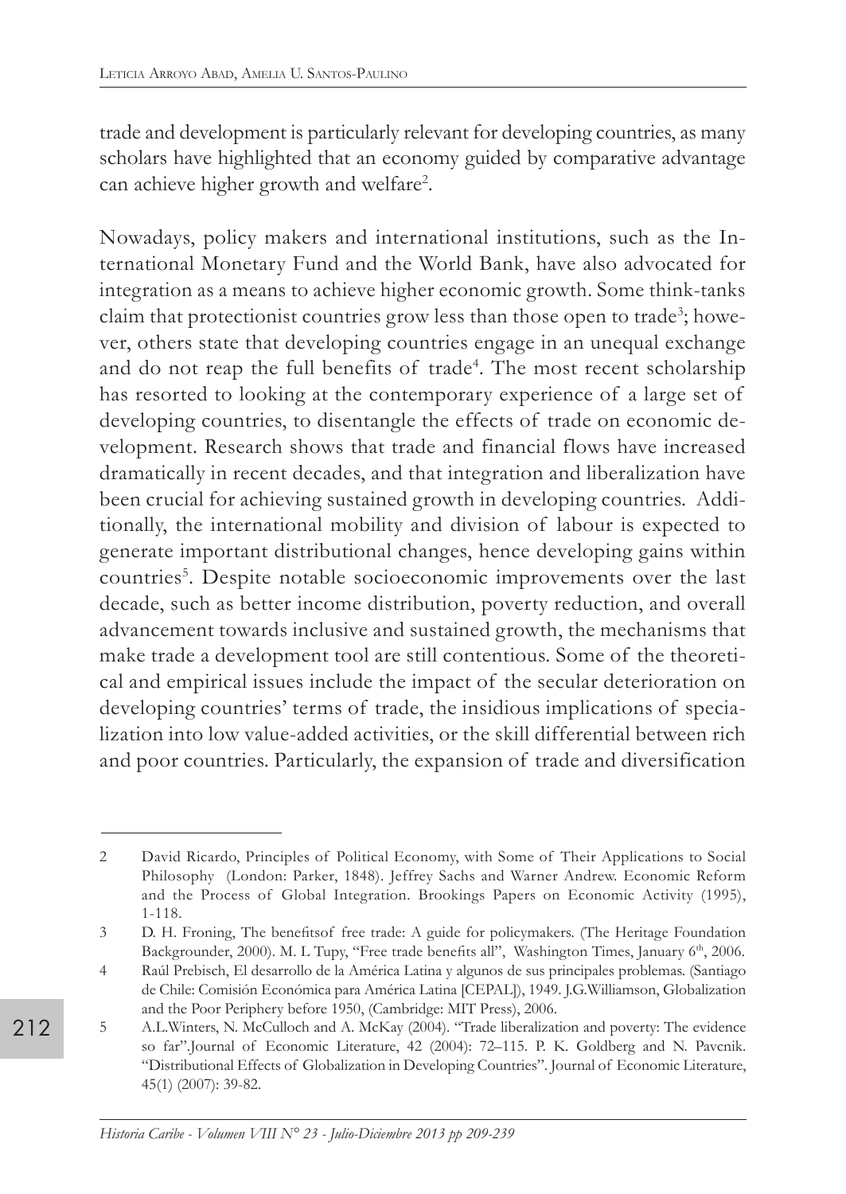trade and development is particularly relevant for developing countries, as many scholars have highlighted that an economy guided by comparative advantage can achieve higher growth and welfare[2].

Nowadays, policy makers and international institutions, such as the International Monetary Fund and the World Bank, have also advocated for integration as a means to achieve higher economic growth. Some think-tanks claim that protectionist countries grow less than those open to trade[3]; however, others state that developing countries engage in an unequal exchange and do not reap the full benefits of trade[4]. The most recent scholarship has resorted to looking at the contemporary experience of a large set of developing countries, to disentangle the effects of trade on economic development. Research shows that trade and financial flows have increased dramatically in recent decades, and that integration and liberalization have been crucial for achieving sustained growth in developing countries. Additionally, the international mobility and division of labour is expected to generate important distributional changes, hence developing gains within countries[5]. Despite notable socioeconomic improvements over the last decade, such as better income distribution, poverty reduction, and overall advancement towards inclusive and sustained growth, the mechanisms that make trade a development tool are still contentious. Some of the theoretical and empirical issues include the impact of the secular deterioration on developing countries' terms of trade, the insidious implications of specialization into low value-added activities, or the skill differential between rich and poor countries. Particularly, the expansion of trade and diversification

---

2 David Ricardo, Principles of Political Economy, with Some of Their Applications to Social Philosophy (London: Parker, 1848). Jeffrey Sachs and Warner Andrew. Economic Reform and the Process of Global Integration. Brookings Papers on Economic Activity (1995), 1-118.

3 D. H. Froning, The benefitsof free trade: A guide for policymakers. (The Heritage Foundation Backgrounder, 2000). M. L Tupy, "Free trade benefits all", Washington Times, January 6th, 2006.

4 Raúl Prebisch, El desarrollo de la América Latina y algunos de sus principales problemas. (Santiago de Chile: Comisión Económica para América Latina [CEPAL]), 1949. J.G.Williamson, Globalization and the Poor Periphery before 1950, (Cambridge: MIT Press), 2006.

5 A.L.Winters, N. McCulloch and A. McKay (2004). "Trade liberalization and poverty: The evidence so far".Journal of Economic Literature, 42 (2004): 72–115. P. K. Goldberg and N. Pavcnik. "Distributional Effects of Globalization in Developing Countries". Journal of Economic Literature, 45(1) (2007): 39-82.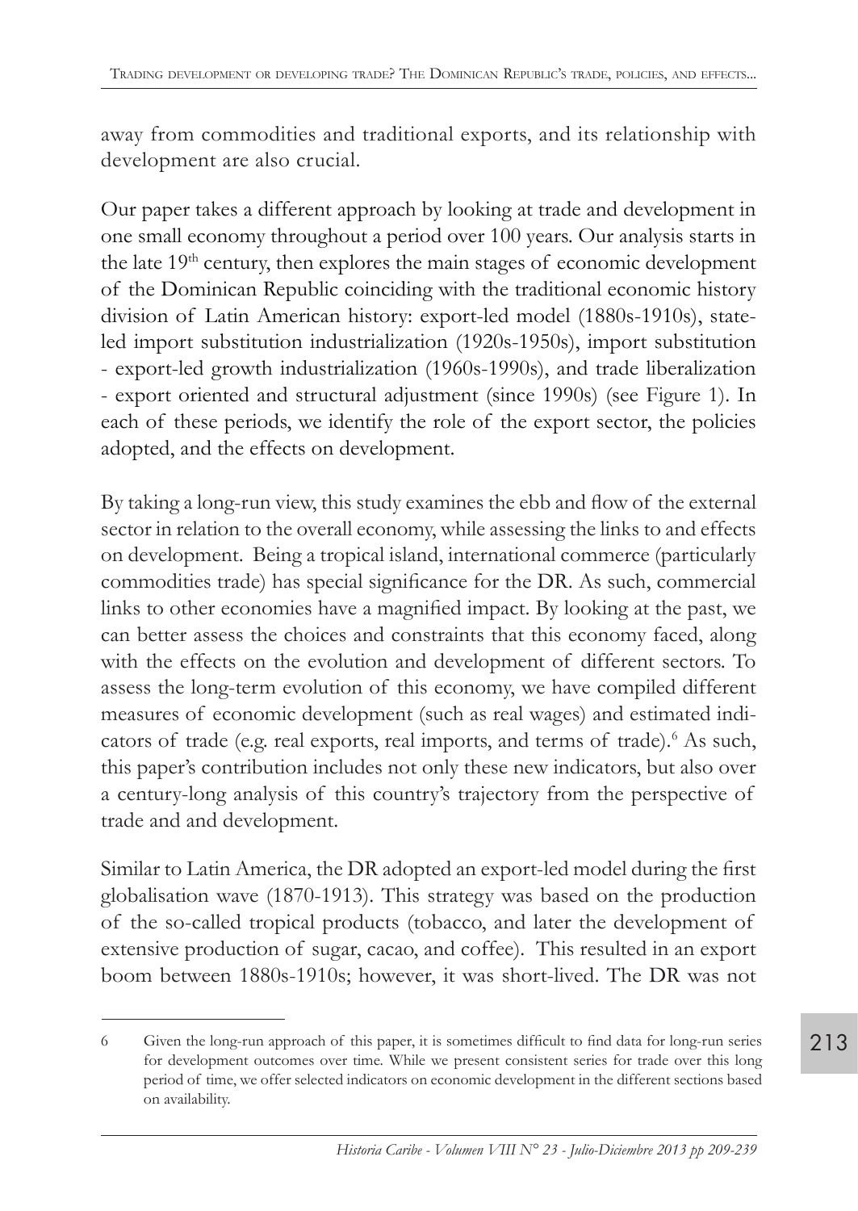away from commodities and traditional exports, and its relationship with development are also crucial.

Our paper takes a different approach by looking at trade and development in one small economy throughout a period over 100 years. Our analysis starts in the late 19th century, then explores the main stages of economic development of the Dominican Republic coinciding with the traditional economic history division of Latin American history: export-led model (1880s-1910s), state-led import substitution industrialization (1920s-1950s), import substitution - export-led growth industrialization (1960s-1990s), and trade liberalization - export oriented and structural adjustment (since 1990s) (see Figure 1). In each of these periods, we identify the role of the export sector, the policies adopted, and the effects on development.

By taking a long-run view, this study examines the ebb and flow of the external sector in relation to the overall economy, while assessing the links to and effects on development. Being a tropical island, international commerce (particularly commodities trade) has special significance for the DR. As such, commercial links to other economies have a magnified impact. By looking at the past, we can better assess the choices and constraints that this economy faced, along with the effects on the evolution and development of different sectors. To assess the long-term evolution of this economy, we have compiled different measures of economic development (such as real wages) and estimated indicators of trade (e.g. real exports, real imports, and terms of trade).[6] As such, this paper's contribution includes not only these new indicators, but also over a century-long analysis of this country's trajectory from the perspective of trade and and development.

Similar to Latin America, the DR adopted an export-led model during the first globalisation wave (1870-1913). This strategy was based on the production of the so-called tropical products (tobacco, and later the development of extensive production of sugar, cacao, and coffee). This resulted in an export boom between 1880s-1910s; however, it was short-lived. The DR was not

6 Given the long-run approach of this paper, it is sometimes difficult to find data for long-run series for development outcomes over time. While we present consistent series for trade over this long period of time, we offer selected indicators on economic development in the different sections based on availability.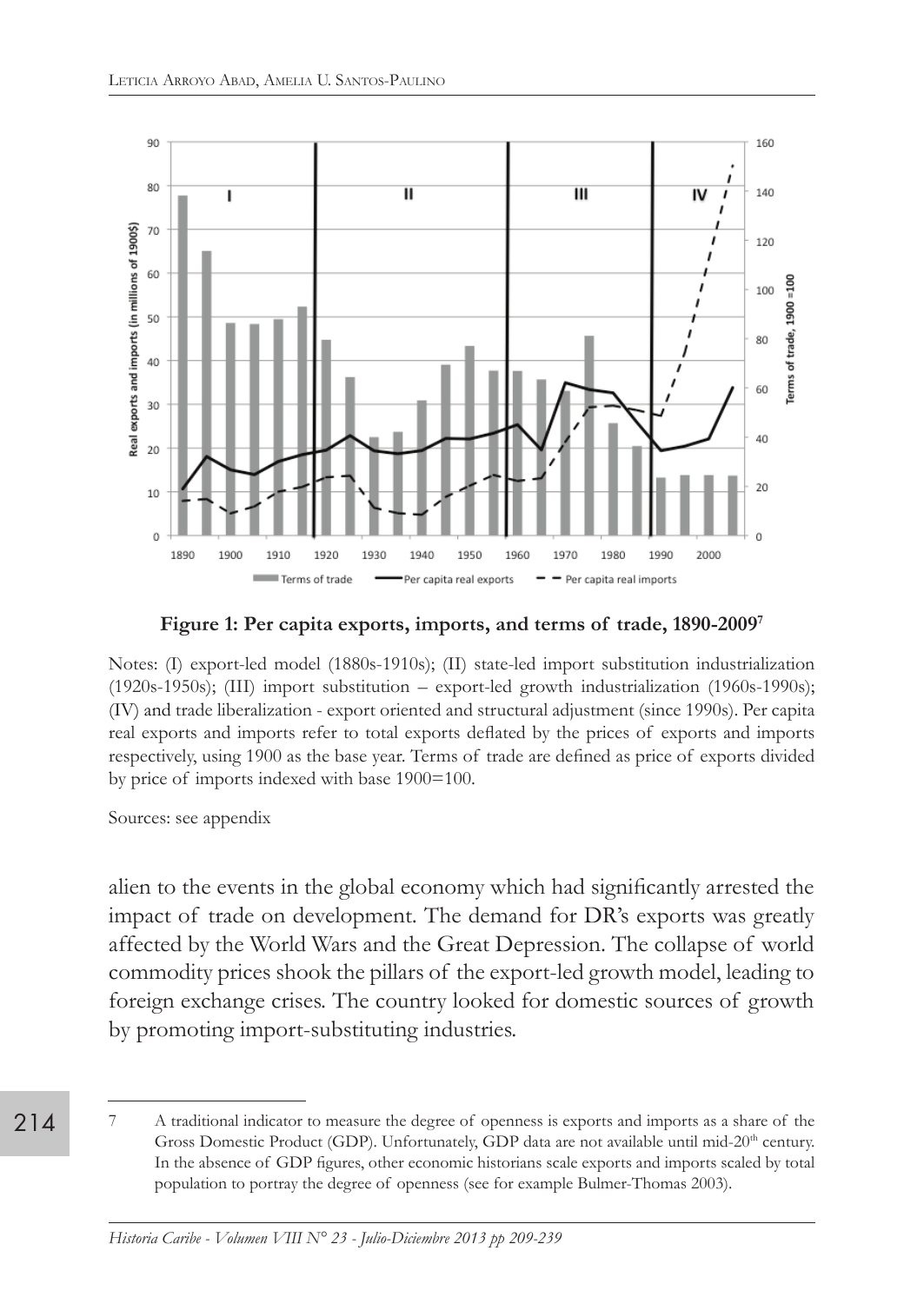**Figure 1: Per capita exports, imports, and terms of trade, 1890-2009[7]**

Notes: (I) export-led model (1880s-1910s); (II) state-led import substitution industrialization (1920s-1950s); (III) import substitution – export-led growth industrialization (1960s-1990s); (IV) and trade liberalization - export oriented and structural adjustment (since 1990s). Per capita real exports and imports refer to total exports deflated by the prices of exports and imports respectively, using 1900 as the base year. Terms of trade are defined as price of exports divided by price of imports indexed with base 1900=100.

Sources: see appendix

alien to the events in the global economy which had significantly arrested the impact of trade on development. The demand for DR's exports was greatly affected by the World Wars and the Great Depression. The collapse of world commodity prices shook the pillars of the export-led growth model, leading to foreign exchange crises. The country looked for domestic sources of growth by promoting import-substituting industries.

---

7 A traditional indicator to measure the degree of openness is exports and imports as a share of the Gross Domestic Product (GDP). Unfortunately, GDP data are not available until mid-20th century. In the absence of GDP figures, other economic historians scale exports and imports scaled by total population to portray the degree of openness (see for example Bulmer-Thomas 2003).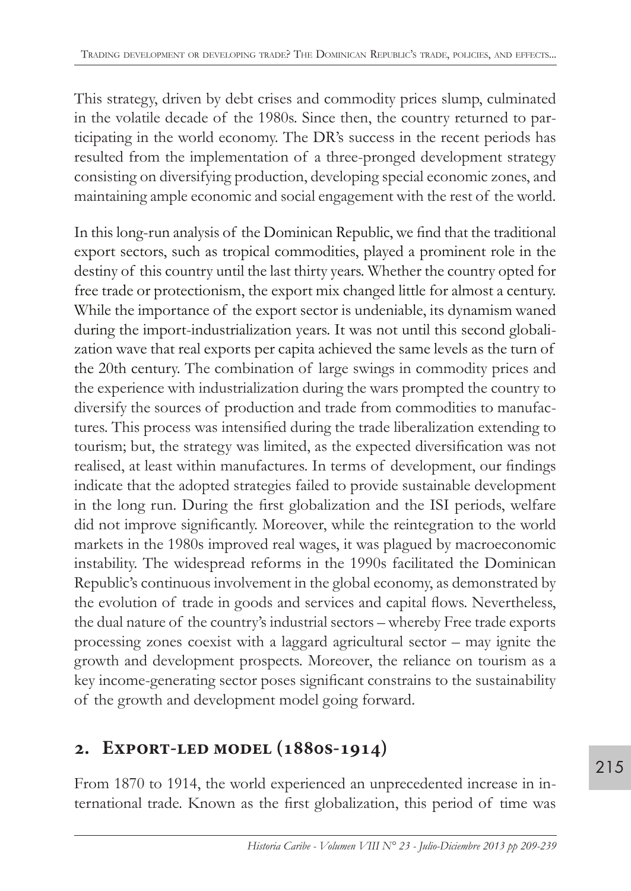This strategy, driven by debt crises and commodity prices slump, culminated in the volatile decade of the 1980s. Since then, the country returned to participating in the world economy. The DR's success in the recent periods has resulted from the implementation of a three-pronged development strategy consisting on diversifying production, developing special economic zones, and maintaining ample economic and social engagement with the rest of the world.

In this long-run analysis of the Dominican Republic, we find that the traditional export sectors, such as tropical commodities, played a prominent role in the destiny of this country until the last thirty years. Whether the country opted for free trade or protectionism, the export mix changed little for almost a century. While the importance of the export sector is undeniable, its dynamism waned during the import-industrialization years. It was not until this second globalization wave that real exports per capita achieved the same levels as the turn of the 20th century. The combination of large swings in commodity prices and the experience with industrialization during the wars prompted the country to diversify the sources of production and trade from commodities to manufactures. This process was intensified during the trade liberalization extending to tourism; but, the strategy was limited, as the expected diversification was not realised, at least within manufactures. In terms of development, our findings indicate that the adopted strategies failed to provide sustainable development in the long run. During the first globalization and the ISI periods, welfare did not improve significantly. Moreover, while the reintegration to the world markets in the 1980s improved real wages, it was plagued by macroeconomic instability. The widespread reforms in the 1990s facilitated the Dominican Republic's continuous involvement in the global economy, as demonstrated by the evolution of trade in goods and services and capital flows. Nevertheless, the dual nature of the country's industrial sectors – whereby Free trade exports processing zones coexist with a laggard agricultural sector – may ignite the growth and development prospects. Moreover, the reliance on tourism as a key income-generating sector poses significant constrains to the sustainability of the growth and development model going forward.

## 2. Export-led model (1880s-1914)

From 1870 to 1914, the world experienced an unprecedented increase in international trade. Known as the first globalization, this period of time was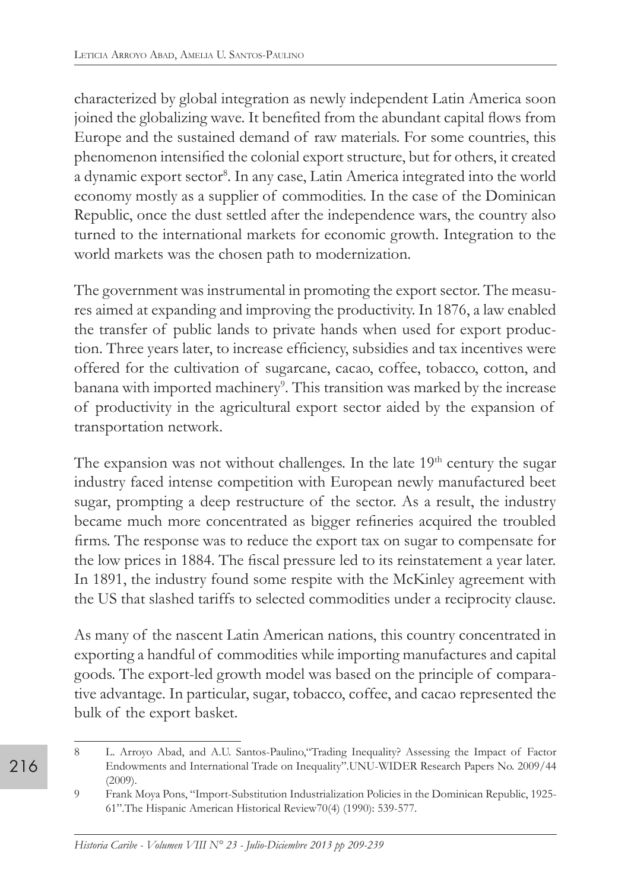characterized by global integration as newly independent Latin America soon joined the globalizing wave. It benefited from the abundant capital flows from Europe and the sustained demand of raw materials. For some countries, this phenomenon intensified the colonial export structure, but for others, it created a dynamic export sector[8]. In any case, Latin America integrated into the world economy mostly as a supplier of commodities. In the case of the Dominican Republic, once the dust settled after the independence wars, the country also turned to the international markets for economic growth. Integration to the world markets was the chosen path to modernization.

The government was instrumental in promoting the export sector. The measures aimed at expanding and improving the productivity. In 1876, a law enabled the transfer of public lands to private hands when used for export production. Three years later, to increase efficiency, subsidies and tax incentives were offered for the cultivation of sugarcane, cacao, coffee, tobacco, cotton, and banana with imported machinery[9]. This transition was marked by the increase of productivity in the agricultural export sector aided by the expansion of transportation network.

The expansion was not without challenges. In the late 19[th] century the sugar industry faced intense competition with European newly manufactured beet sugar, prompting a deep restructure of the sector. As a result, the industry became much more concentrated as bigger refineries acquired the troubled firms. The response was to reduce the export tax on sugar to compensate for the low prices in 1884. The fiscal pressure led to its reinstatement a year later. In 1891, the industry found some respite with the McKinley agreement with the US that slashed tariffs to selected commodities under a reciprocity clause.

As many of the nascent Latin American nations, this country concentrated in exporting a handful of commodities while importing manufactures and capital goods. The export-led growth model was based on the principle of comparative advantage. In particular, sugar, tobacco, coffee, and cacao represented the bulk of the export basket.

---

8 L. Arroyo Abad, and A.U. Santos-Paulino,"Trading Inequality? Assessing the Impact of Factor Endowments and International Trade on Inequality".UNU-WIDER Research Papers No. 2009/44 (2009).

9 Frank Moya Pons, "Import-Substitution Industrialization Policies in the Dominican Republic, 1925-61".The Hispanic American Historical Review70(4) (1990): 539-577.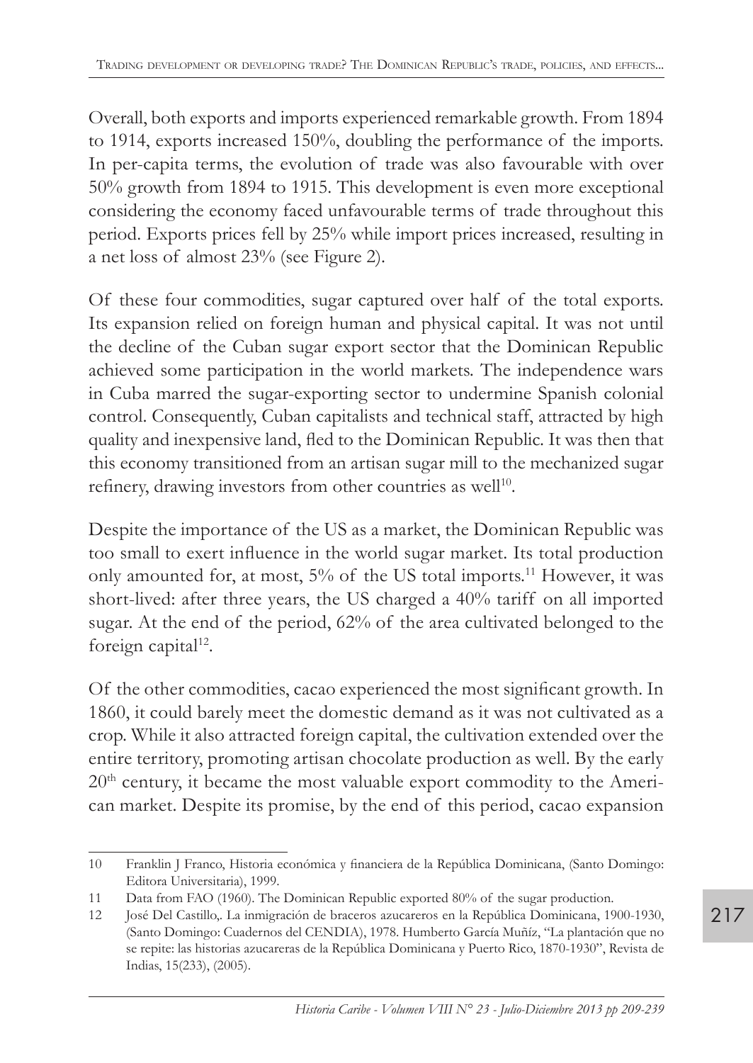Overall, both exports and imports experienced remarkable growth. From 1894 to 1914, exports increased 150%, doubling the performance of the imports. In per-capita terms, the evolution of trade was also favourable with over 50% growth from 1894 to 1915. This development is even more exceptional considering the economy faced unfavourable terms of trade throughout this period. Exports prices fell by 25% while import prices increased, resulting in a net loss of almost 23% (see Figure 2).

Of these four commodities, sugar captured over half of the total exports. Its expansion relied on foreign human and physical capital. It was not until the decline of the Cuban sugar export sector that the Dominican Republic achieved some participation in the world markets. The independence wars in Cuba marred the sugar-exporting sector to undermine Spanish colonial control. Consequently, Cuban capitalists and technical staff, attracted by high quality and inexpensive land, fled to the Dominican Republic. It was then that this economy transitioned from an artisan sugar mill to the mechanized sugar refinery, drawing investors from other countries as well[10].

Despite the importance of the US as a market, the Dominican Republic was too small to exert influence in the world sugar market. Its total production only amounted for, at most, 5% of the US total imports.[11] However, it was short-lived: after three years, the US charged a 40% tariff on all imported sugar. At the end of the period, 62% of the area cultivated belonged to the foreign capital[12].

Of the other commodities, cacao experienced the most significant growth. In 1860, it could barely meet the domestic demand as it was not cultivated as a crop. While it also attracted foreign capital, the cultivation extended over the entire territory, promoting artisan chocolate production as well. By the early 20[th] century, it became the most valuable export commodity to the American market. Despite its promise, by the end of this period, cacao expansion

---

10 Franklin J Franco, Historia económica y financiera de la República Dominicana, (Santo Domingo: Editora Universitaria), 1999.

11 Data from FAO (1960). The Dominican Republic exported 80% of the sugar production.

12 José Del Castillo,. La inmigración de braceros azucareros en la República Dominicana, 1900-1930, (Santo Domingo: Cuadernos del CENDIA), 1978. Humberto García Muñíz, "La plantación que no se repite: las historias azucareras de la República Dominicana y Puerto Rico, 1870-1930", Revista de Indias, 15(233), (2005).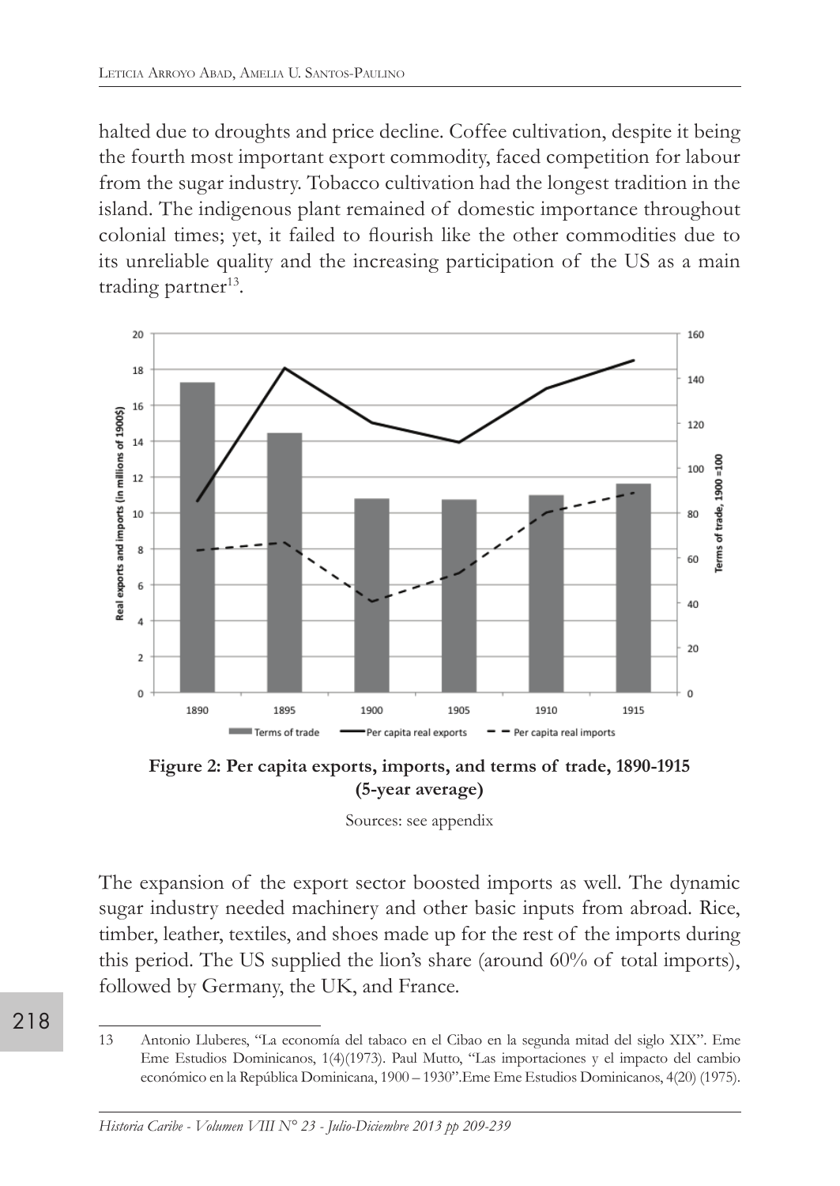halted due to droughts and price decline. Coffee cultivation, despite it being the fourth most important export commodity, faced competition for labour from the sugar industry. Tobacco cultivation had the longest tradition in the island. The indigenous plant remained of domestic importance throughout colonial times; yet, it failed to flourish like the other commodities due to its unreliable quality and the increasing participation of the US as a main trading partner[13].

**Figure 2: Per capita exports, imports, and terms of trade, 1890-1915 (5-year average)**

Sources: see appendix

The expansion of the export sector boosted imports as well. The dynamic sugar industry needed machinery and other basic inputs from abroad. Rice, timber, leather, textiles, and shoes made up for the rest of the imports during this period. The US supplied the lion's share (around 60% of total imports), followed by Germany, the UK, and France.

13 Antonio Lluberes, "La economía del tabaco en el Cibao en la segunda mitad del siglo XIX". Eme Eme Estudios Dominicanos, 1(4)(1973). Paul Mutto, "Las importaciones y el impacto del cambio económico en la República Dominicana, 1900 – 1930".Eme Eme Estudios Dominicanos, 4(20) (1975).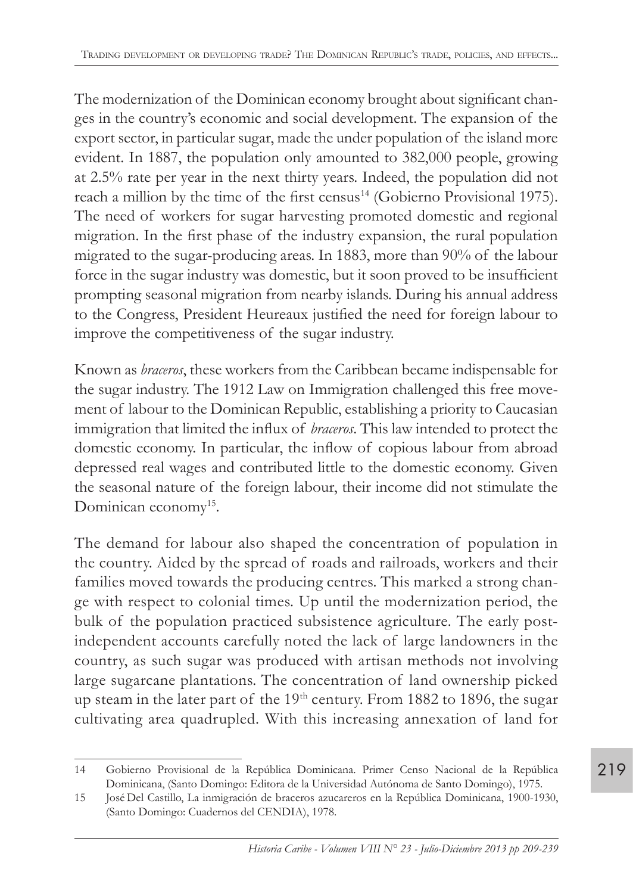The modernization of the Dominican economy brought about significant changes in the country's economic and social development. The expansion of the export sector, in particular sugar, made the under population of the island more evident. In 1887, the population only amounted to 382,000 people, growing at 2.5% rate per year in the next thirty years. Indeed, the population did not reach a million by the time of the first census[14] (Gobierno Provisional 1975). The need of workers for sugar harvesting promoted domestic and regional migration. In the first phase of the industry expansion, the rural population migrated to the sugar-producing areas. In 1883, more than 90% of the labour force in the sugar industry was domestic, but it soon proved to be insufficient prompting seasonal migration from nearby islands. During his annual address to the Congress, President Heureaux justified the need for foreign labour to improve the competitiveness of the sugar industry.

Known as *braceros*, these workers from the Caribbean became indispensable for the sugar industry. The 1912 Law on Immigration challenged this free movement of labour to the Dominican Republic, establishing a priority to Caucasian immigration that limited the influx of *braceros*. This law intended to protect the domestic economy. In particular, the inflow of copious labour from abroad depressed real wages and contributed little to the domestic economy. Given the seasonal nature of the foreign labour, their income did not stimulate the Dominican economy[15].

The demand for labour also shaped the concentration of population in the country. Aided by the spread of roads and railroads, workers and their families moved towards the producing centres. This marked a strong change with respect to colonial times. Up until the modernization period, the bulk of the population practiced subsistence agriculture. The early post-independent accounts carefully noted the lack of large landowners in the country, as such sugar was produced with artisan methods not involving large sugarcane plantations. The concentration of land ownership picked up steam in the later part of the 19th century. From 1882 to 1896, the sugar cultivating area quadrupled. With this increasing annexation of land for

---

14 Gobierno Provisional de la República Dominicana. Primer Censo Nacional de la República Dominicana, (Santo Domingo: Editora de la Universidad Autónoma de Santo Domingo), 1975.

15 José Del Castillo, La inmigración de braceros azucareros en la República Dominicana, 1900-1930, (Santo Domingo: Cuadernos del CENDIA), 1978.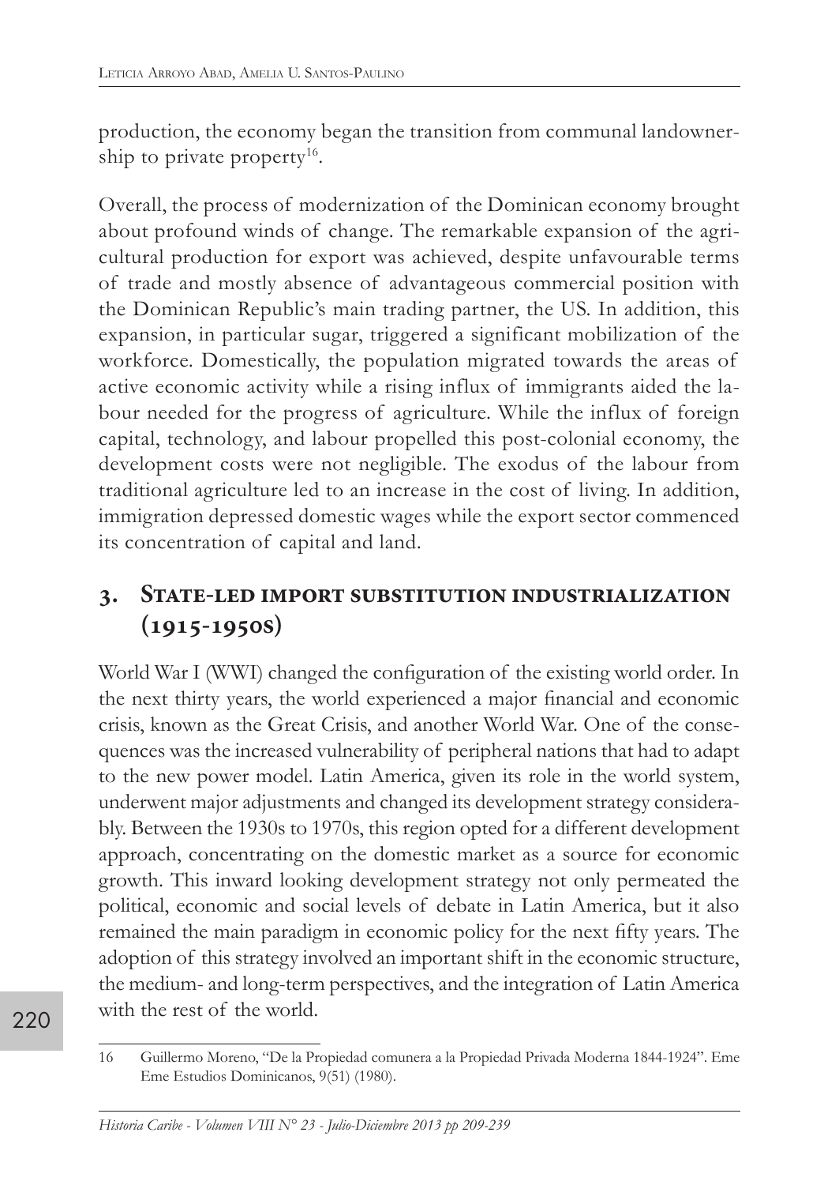production, the economy began the transition from communal landownership to private property[16].

Overall, the process of modernization of the Dominican economy brought about profound winds of change. The remarkable expansion of the agricultural production for export was achieved, despite unfavourable terms of trade and mostly absence of advantageous commercial position with the Dominican Republic's main trading partner, the US. In addition, this expansion, in particular sugar, triggered a significant mobilization of the workforce. Domestically, the population migrated towards the areas of active economic activity while a rising influx of immigrants aided the labour needed for the progress of agriculture. While the influx of foreign capital, technology, and labour propelled this post-colonial economy, the development costs were not negligible. The exodus of the labour from traditional agriculture led to an increase in the cost of living. In addition, immigration depressed domestic wages while the export sector commenced its concentration of capital and land.

## 3. State-led import substitution industrialization (1915-1950s)

World War I (WWI) changed the configuration of the existing world order. In the next thirty years, the world experienced a major financial and economic crisis, known as the Great Crisis, and another World War. One of the consequences was the increased vulnerability of peripheral nations that had to adapt to the new power model. Latin America, given its role in the world system, underwent major adjustments and changed its development strategy considerably. Between the 1930s to 1970s, this region opted for a different development approach, concentrating on the domestic market as a source for economic growth. This inward looking development strategy not only permeated the political, economic and social levels of debate in Latin America, but it also remained the main paradigm in economic policy for the next fifty years. The adoption of this strategy involved an important shift in the economic structure, the medium- and long-term perspectives, and the integration of Latin America with the rest of the world.

16 Guillermo Moreno, "De la Propiedad comunera a la Propiedad Privada Moderna 1844-1924". Eme Eme Estudios Dominicanos, 9(51) (1980).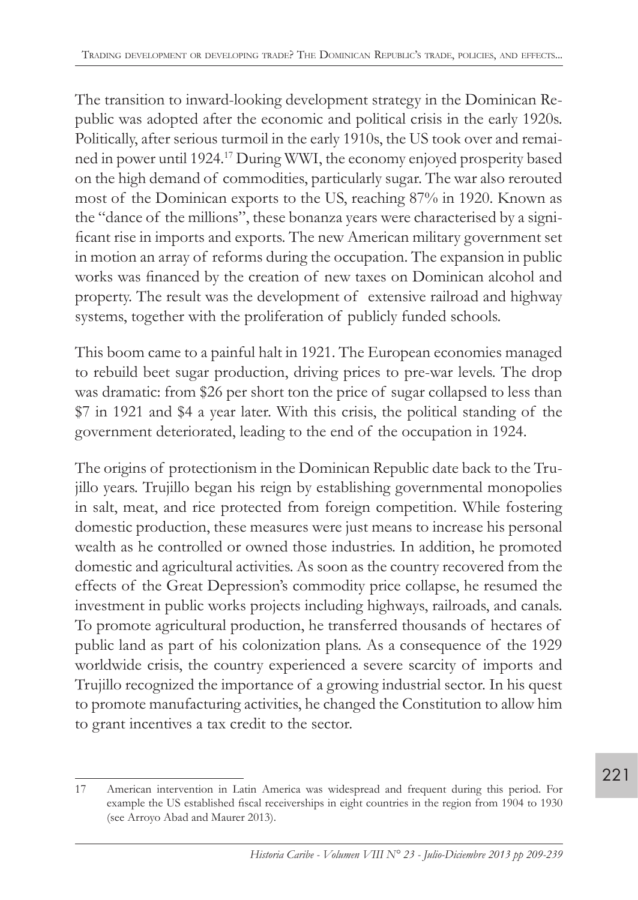The transition to inward-looking development strategy in the Dominican Republic was adopted after the economic and political crisis in the early 1920s. Politically, after serious turmoil in the early 1910s, the US took over and remained in power until 1924.[17] During WWI, the economy enjoyed prosperity based on the high demand of commodities, particularly sugar. The war also rerouted most of the Dominican exports to the US, reaching 87% in 1920. Known as the "dance of the millions", these bonanza years were characterised by a significant rise in imports and exports. The new American military government set in motion an array of reforms during the occupation. The expansion in public works was financed by the creation of new taxes on Dominican alcohol and property. The result was the development of extensive railroad and highway systems, together with the proliferation of publicly funded schools.

This boom came to a painful halt in 1921. The European economies managed to rebuild beet sugar production, driving prices to pre-war levels. The drop was dramatic: from $26 per short ton the price of sugar collapsed to less than $7 in 1921 and $4 a year later. With this crisis, the political standing of the government deteriorated, leading to the end of the occupation in 1924.

The origins of protectionism in the Dominican Republic date back to the Trujillo years. Trujillo began his reign by establishing governmental monopolies in salt, meat, and rice protected from foreign competition. While fostering domestic production, these measures were just means to increase his personal wealth as he controlled or owned those industries. In addition, he promoted domestic and agricultural activities. As soon as the country recovered from the effects of the Great Depression's commodity price collapse, he resumed the investment in public works projects including highways, railroads, and canals. To promote agricultural production, he transferred thousands of hectares of public land as part of his colonization plans. As a consequence of the 1929 worldwide crisis, the country experienced a severe scarcity of imports and Trujillo recognized the importance of a growing industrial sector. In his quest to promote manufacturing activities, he changed the Constitution to allow him to grant incentives a tax credit to the sector.

---

17 American intervention in Latin America was widespread and frequent during this period. For example the US established fiscal receiverships in eight countries in the region from 1904 to 1930 (see Arroyo Abad and Maurer 2013).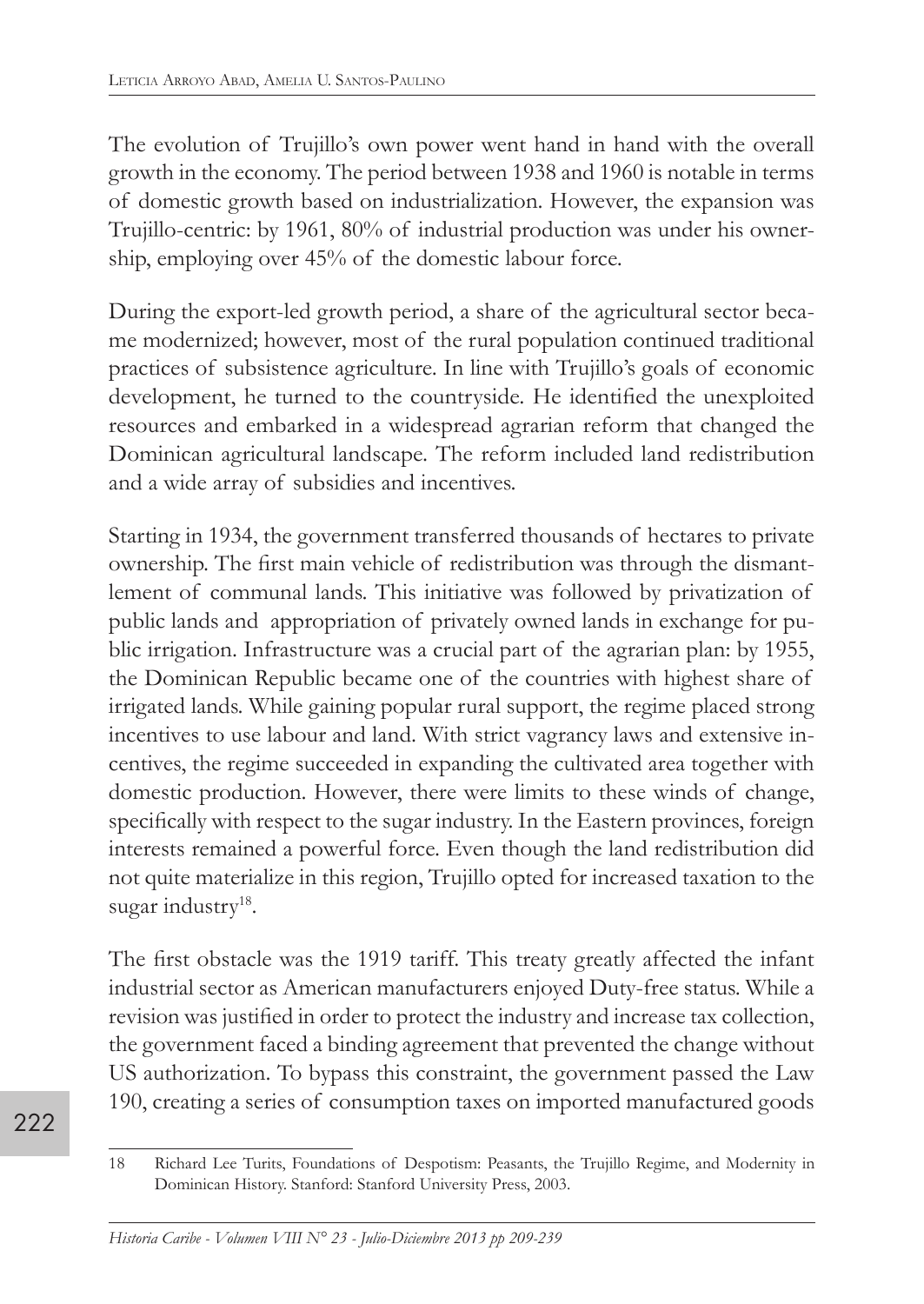The evolution of Trujillo's own power went hand in hand with the overall growth in the economy. The period between 1938 and 1960 is notable in terms of domestic growth based on industrialization. However, the expansion was Trujillo-centric: by 1961, 80% of industrial production was under his ownership, employing over 45% of the domestic labour force.

During the export-led growth period, a share of the agricultural sector became modernized; however, most of the rural population continued traditional practices of subsistence agriculture. In line with Trujillo's goals of economic development, he turned to the countryside. He identified the unexploited resources and embarked in a widespread agrarian reform that changed the Dominican agricultural landscape. The reform included land redistribution and a wide array of subsidies and incentives.

Starting in 1934, the government transferred thousands of hectares to private ownership. The first main vehicle of redistribution was through the dismantlement of communal lands. This initiative was followed by privatization of public lands and appropriation of privately owned lands in exchange for public irrigation. Infrastructure was a crucial part of the agrarian plan: by 1955, the Dominican Republic became one of the countries with highest share of irrigated lands. While gaining popular rural support, the regime placed strong incentives to use labour and land. With strict vagrancy laws and extensive incentives, the regime succeeded in expanding the cultivated area together with domestic production. However, there were limits to these winds of change, specifically with respect to the sugar industry. In the Eastern provinces, foreign interests remained a powerful force. Even though the land redistribution did not quite materialize in this region, Trujillo opted for increased taxation to the sugar industry[18].

The first obstacle was the 1919 tariff. This treaty greatly affected the infant industrial sector as American manufacturers enjoyed Duty-free status. While a revision was justified in order to protect the industry and increase tax collection, the government faced a binding agreement that prevented the change without US authorization. To bypass this constraint, the government passed the Law 190, creating a series of consumption taxes on imported manufactured goods

---

18 Richard Lee Turits, Foundations of Despotism: Peasants, the Trujillo Regime, and Modernity in Dominican History. Stanford: Stanford University Press, 2003.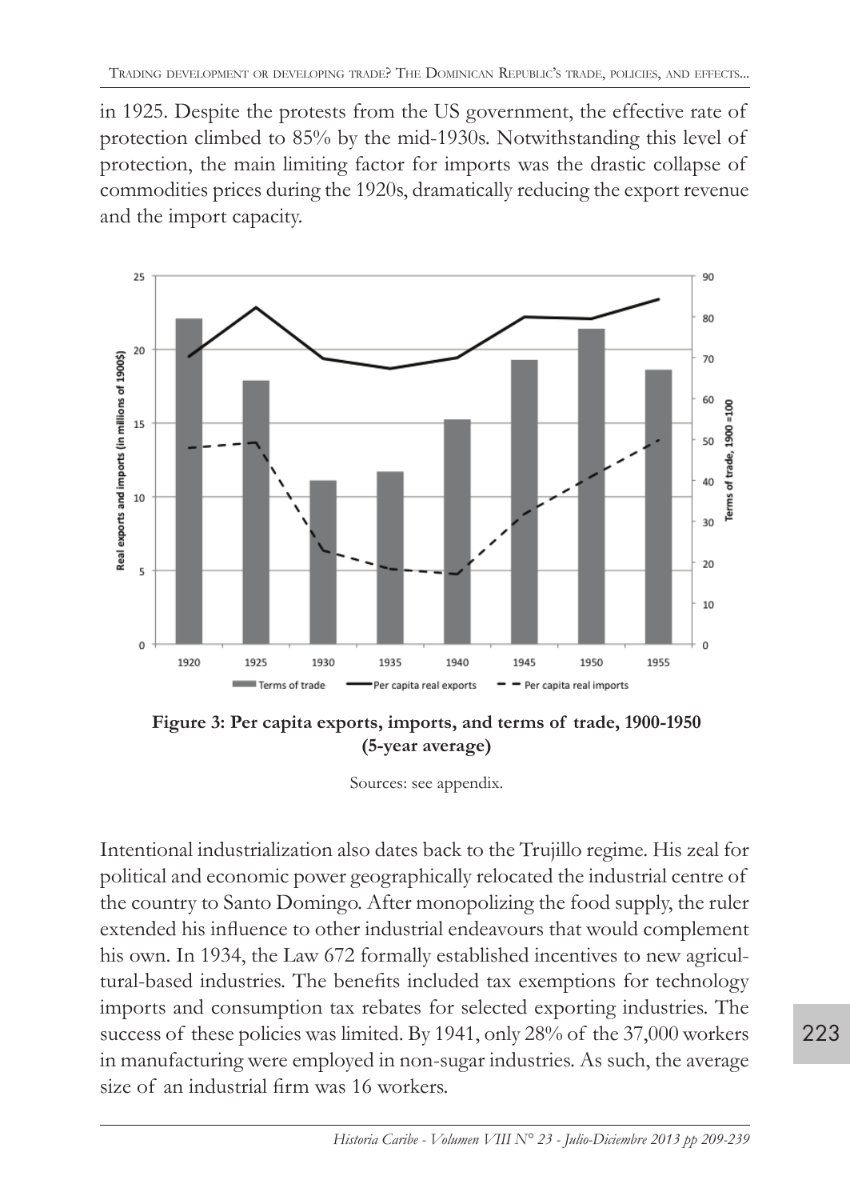in 1925. Despite the protests from the US government, the effective rate of protection climbed to 85% by the mid-1930s. Notwithstanding this level of protection, the main limiting factor for imports was the drastic collapse of commodities prices during the 1920s, dramatically reducing the export revenue and the import capacity.

**Figure 3: Per capita exports, imports, and terms of trade, 1900-1950 (5-year average)**

Sources: see appendix.

Intentional industrialization also dates back to the Trujillo regime. His zeal for political and economic power geographically relocated the industrial centre of the country to Santo Domingo. After monopolizing the food supply, the ruler extended his influence to other industrial endeavours that would complement his own. In 1934, the Law 672 formally established incentives to new agricultural-based industries. The benefits included tax exemptions for technology imports and consumption tax rebates for selected exporting industries. The success of these policies was limited. By 1941, only 28% of the 37,000 workers in manufacturing were employed in non-sugar industries. As such, the average size of an industrial firm was 16 workers.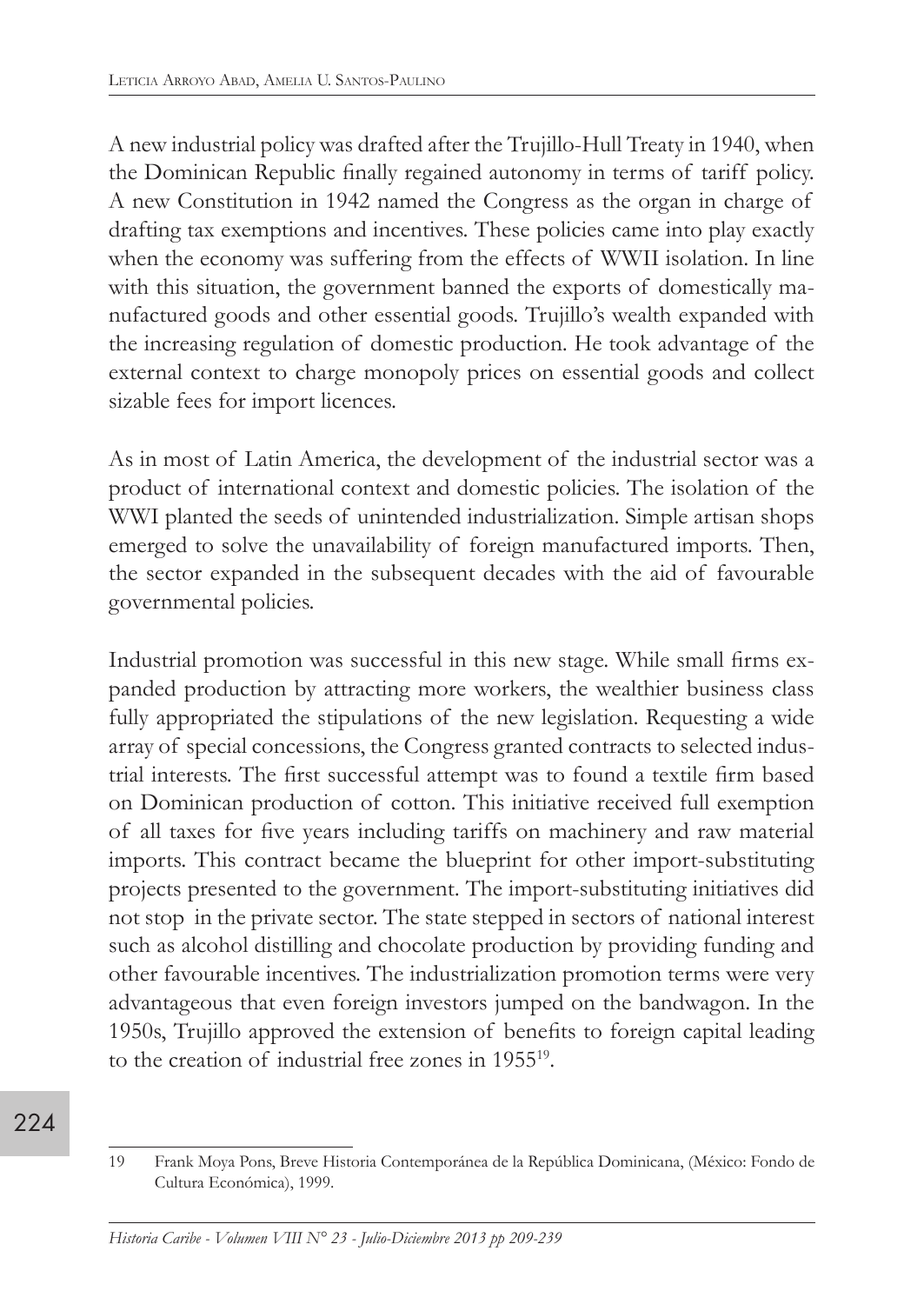A new industrial policy was drafted after the Trujillo-Hull Treaty in 1940, when the Dominican Republic finally regained autonomy in terms of tariff policy. A new Constitution in 1942 named the Congress as the organ in charge of drafting tax exemptions and incentives. These policies came into play exactly when the economy was suffering from the effects of WWII isolation. In line with this situation, the government banned the exports of domestically manufactured goods and other essential goods. Trujillo's wealth expanded with the increasing regulation of domestic production. He took advantage of the external context to charge monopoly prices on essential goods and collect sizable fees for import licences.

As in most of Latin America, the development of the industrial sector was a product of international context and domestic policies. The isolation of the WWI planted the seeds of unintended industrialization. Simple artisan shops emerged to solve the unavailability of foreign manufactured imports. Then, the sector expanded in the subsequent decades with the aid of favourable governmental policies.

Industrial promotion was successful in this new stage. While small firms expanded production by attracting more workers, the wealthier business class fully appropriated the stipulations of the new legislation. Requesting a wide array of special concessions, the Congress granted contracts to selected industrial interests. The first successful attempt was to found a textile firm based on Dominican production of cotton. This initiative received full exemption of all taxes for five years including tariffs on machinery and raw material imports. This contract became the blueprint for other import-substituting projects presented to the government. The import-substituting initiatives did not stop in the private sector. The state stepped in sectors of national interest such as alcohol distilling and chocolate production by providing funding and other favourable incentives. The industrialization promotion terms were very advantageous that even foreign investors jumped on the bandwagon. In the 1950s, Trujillo approved the extension of benefits to foreign capital leading to the creation of industrial free zones in 1955[19].

---

19 Frank Moya Pons, Breve Historia Contemporánea de la República Dominicana, (México: Fondo de Cultura Económica), 1999.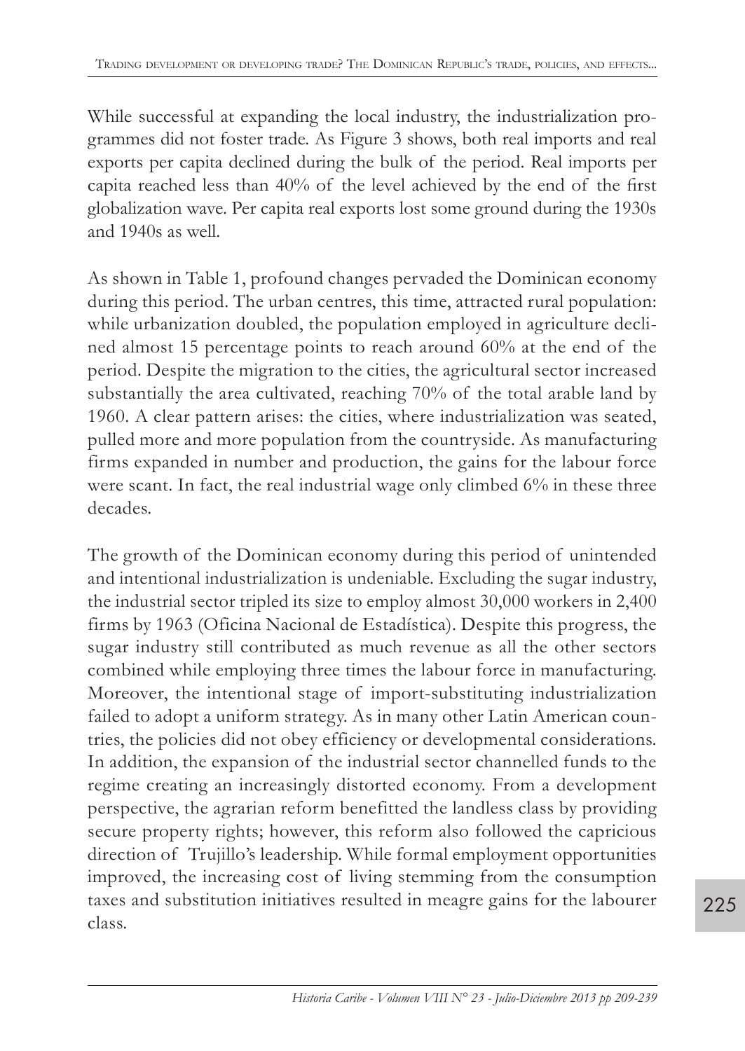While successful at expanding the local industry, the industrialization programmes did not foster trade. As Figure 3 shows, both real imports and real exports per capita declined during the bulk of the period. Real imports per capita reached less than 40% of the level achieved by the end of the first globalization wave. Per capita real exports lost some ground during the 1930s and 1940s as well.

As shown in Table 1, profound changes pervaded the Dominican economy during this period. The urban centres, this time, attracted rural population: while urbanization doubled, the population employed in agriculture declined almost 15 percentage points to reach around 60% at the end of the period. Despite the migration to the cities, the agricultural sector increased substantially the area cultivated, reaching 70% of the total arable land by 1960. A clear pattern arises: the cities, where industrialization was seated, pulled more and more population from the countryside. As manufacturing firms expanded in number and production, the gains for the labour force were scant. In fact, the real industrial wage only climbed 6% in these three decades.

The growth of the Dominican economy during this period of unintended and intentional industrialization is undeniable. Excluding the sugar industry, the industrial sector tripled its size to employ almost 30,000 workers in 2,400 firms by 1963 (Oficina Nacional de Estadística). Despite this progress, the sugar industry still contributed as much revenue as all the other sectors combined while employing three times the labour force in manufacturing. Moreover, the intentional stage of import-substituting industrialization failed to adopt a uniform strategy. As in many other Latin American countries, the policies did not obey efficiency or developmental considerations. In addition, the expansion of the industrial sector channelled funds to the regime creating an increasingly distorted economy. From a development perspective, the agrarian reform benefitted the landless class by providing secure property rights; however, this reform also followed the capricious direction of Trujillo's leadership. While formal employment opportunities improved, the increasing cost of living stemming from the consumption taxes and substitution initiatives resulted in meagre gains for the labourer class.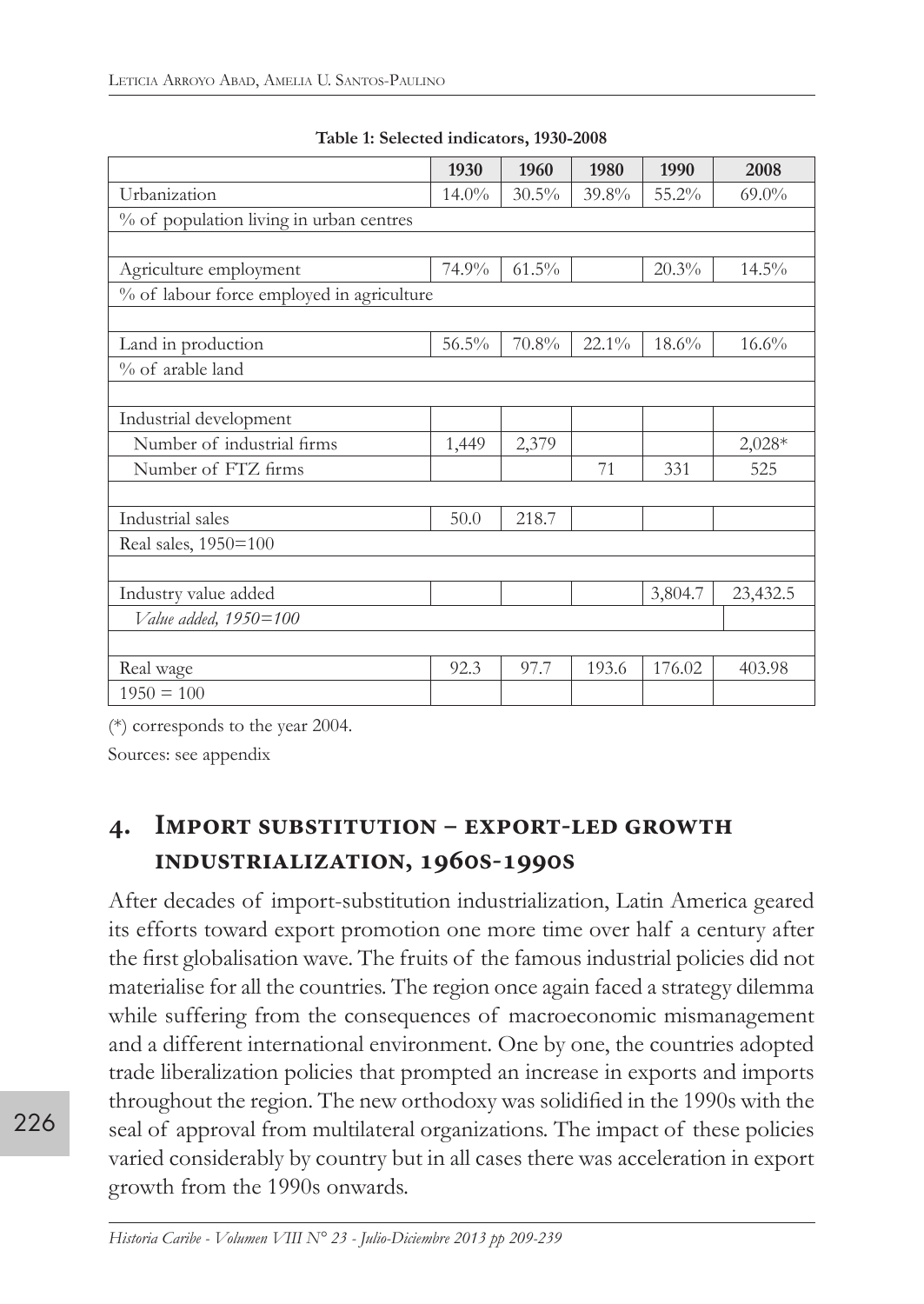**Table 1: Selected indicators, 1930-2008**

| | 1930 | 1960 | 1980 | 1990 | 2008 |
|---|---|---|---|---|---|
| Urbanization | 14.0% | 30.5% | 39.8% | 55.2% | 69.0% |
| % of population living in urban centres | | | | | |
| | | | | | |
| Agriculture employment | 74.9% | 61.5% | | 20.3% | 14.5% |
| % of labour force employed in agriculture | | | | | |
| | | | | | |
| Land in production | 56.5% | 70.8% | 22.1% | 18.6% | 16.6% |
| % of arable land | | | | | |
| | | | | | |
| Industrial development | | | | | |
| Number of industrial firms | 1,449 | 2,379 | | | 2,028* |
| Number of FTZ firms | | | 71 | 331 | 525 |
| | | | | | |
| Industrial sales | 50.0 | 218.7 | | | |
| Real sales, 1950=100 | | | | | |
| | | | | | |
| Industry value added | | | | 3,804.7 | 23,432.5 |
| *Value added, 1950=100* | | | | | |
| | | | | | |
| Real wage | 92.3 | 97.7 | 193.6 | 176.02 | 403.98 |
| 1950 = 100 | | | | | |

(*) corresponds to the year 2004.

Sources: see appendix

## 4. Import substitution – export-led growth industrialization, 1960s-1990s

After decades of import-substitution industrialization, Latin America geared its efforts toward export promotion one more time over half a century after the first globalisation wave. The fruits of the famous industrial policies did not materialise for all the countries. The region once again faced a strategy dilemma while suffering from the consequences of macroeconomic mismanagement and a different international environment. One by one, the countries adopted trade liberalization policies that prompted an increase in exports and imports throughout the region. The new orthodoxy was solidified in the 1990s with the seal of approval from multilateral organizations. The impact of these policies varied considerably by country but in all cases there was acceleration in export growth from the 1990s onwards.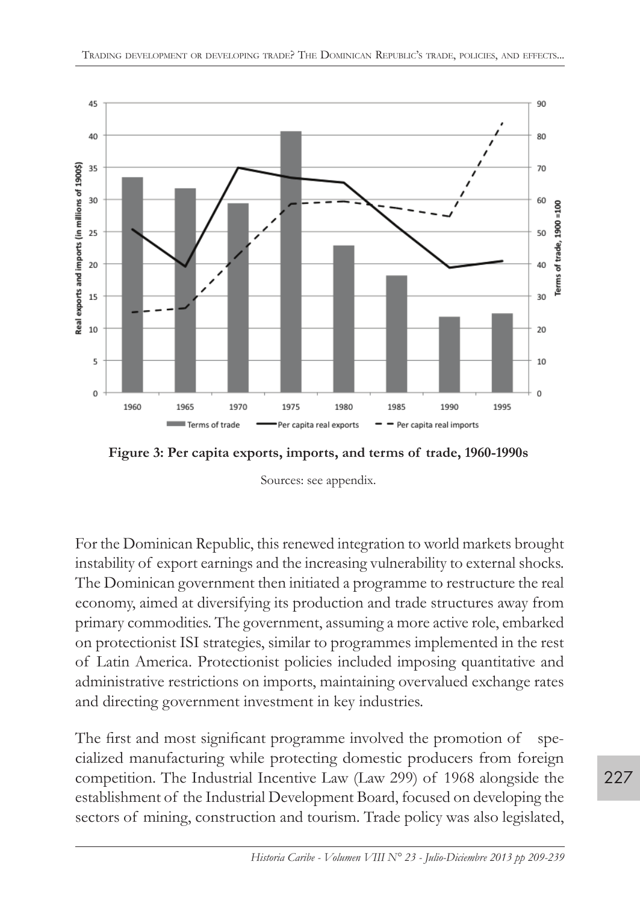**Figure 3: Per capita exports, imports, and terms of trade, 1960-1990s**

Sources: see appendix.

For the Dominican Republic, this renewed integration to world markets brought instability of export earnings and the increasing vulnerability to external shocks. The Dominican government then initiated a programme to restructure the real economy, aimed at diversifying its production and trade structures away from primary commodities. The government, assuming a more active role, embarked on protectionist ISI strategies, similar to programmes implemented in the rest of Latin America. Protectionist policies included imposing quantitative and administrative restrictions on imports, maintaining overvalued exchange rates and directing government investment in key industries.

The first and most significant programme involved the promotion of specialized manufacturing while protecting domestic producers from foreign competition. The Industrial Incentive Law (Law 299) of 1968 alongside the establishment of the Industrial Development Board, focused on developing the sectors of mining, construction and tourism. Trade policy was also legislated,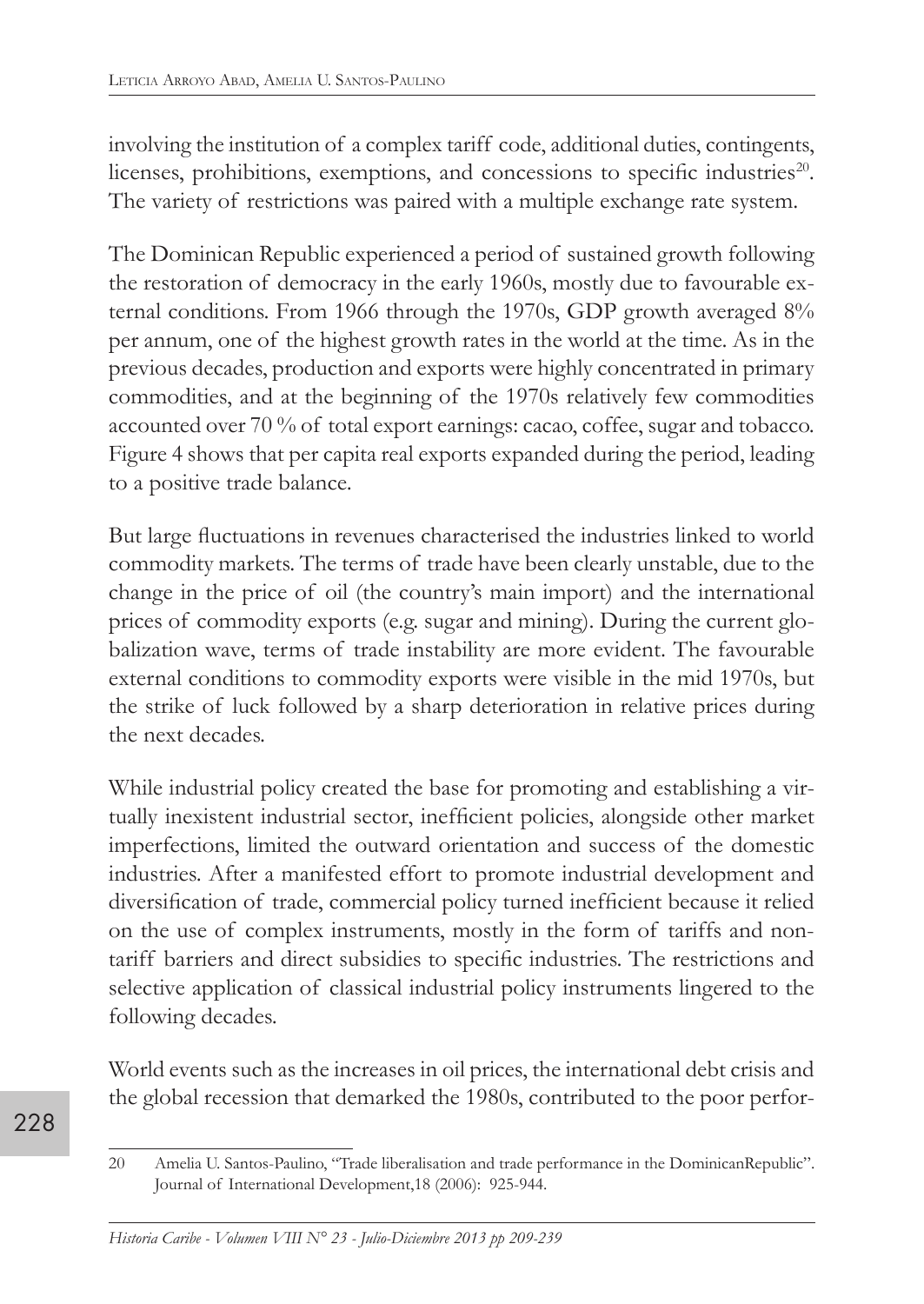involving the institution of a complex tariff code, additional duties, contingents, licenses, prohibitions, exemptions, and concessions to specific industries[20]. The variety of restrictions was paired with a multiple exchange rate system.

The Dominican Republic experienced a period of sustained growth following the restoration of democracy in the early 1960s, mostly due to favourable external conditions. From 1966 through the 1970s, GDP growth averaged 8% per annum, one of the highest growth rates in the world at the time. As in the previous decades, production and exports were highly concentrated in primary commodities, and at the beginning of the 1970s relatively few commodities accounted over 70 % of total export earnings: cacao, coffee, sugar and tobacco. Figure 4 shows that per capita real exports expanded during the period, leading to a positive trade balance.

But large fluctuations in revenues characterised the industries linked to world commodity markets. The terms of trade have been clearly unstable, due to the change in the price of oil (the country's main import) and the international prices of commodity exports (e.g. sugar and mining). During the current globalization wave, terms of trade instability are more evident. The favourable external conditions to commodity exports were visible in the mid 1970s, but the strike of luck followed by a sharp deterioration in relative prices during the next decades.

While industrial policy created the base for promoting and establishing a virtually inexistent industrial sector, inefficient policies, alongside other market imperfections, limited the outward orientation and success of the domestic industries. After a manifested effort to promote industrial development and diversification of trade, commercial policy turned inefficient because it relied on the use of complex instruments, mostly in the form of tariffs and non-tariff barriers and direct subsidies to specific industries. The restrictions and selective application of classical industrial policy instruments lingered to the following decades.

World events such as the increases in oil prices, the international debt crisis and the global recession that demarked the 1980s, contributed to the poor perfor-

---

20 Amelia U. Santos-Paulino, "Trade liberalisation and trade performance in the DominicanRepublic". Journal of International Development,18 (2006): 925-944.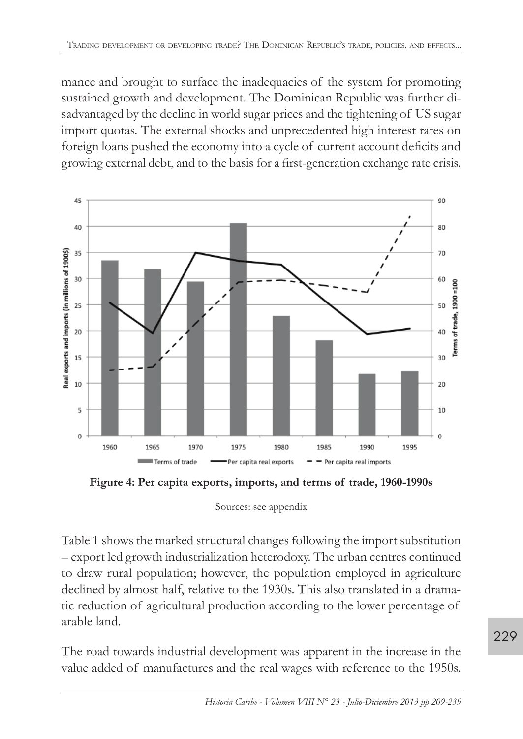mance and brought to surface the inadequacies of the system for promoting sustained growth and development. The Dominican Republic was further disadvantaged by the decline in world sugar prices and the tightening of US sugar import quotas. The external shocks and unprecedented high interest rates on foreign loans pushed the economy into a cycle of current account deficits and growing external debt, and to the basis for a first-generation exchange rate crisis.

**Figure 4: Per capita exports, imports, and terms of trade, 1960-1990s**

Sources: see appendix

Table 1 shows the marked structural changes following the import substitution – export led growth industrialization heterodoxy. The urban centres continued to draw rural population; however, the population employed in agriculture declined by almost half, relative to the 1930s. This also translated in a dramatic reduction of agricultural production according to the lower percentage of arable land.

The road towards industrial development was apparent in the increase in the value added of manufactures and the real wages with reference to the 1950s.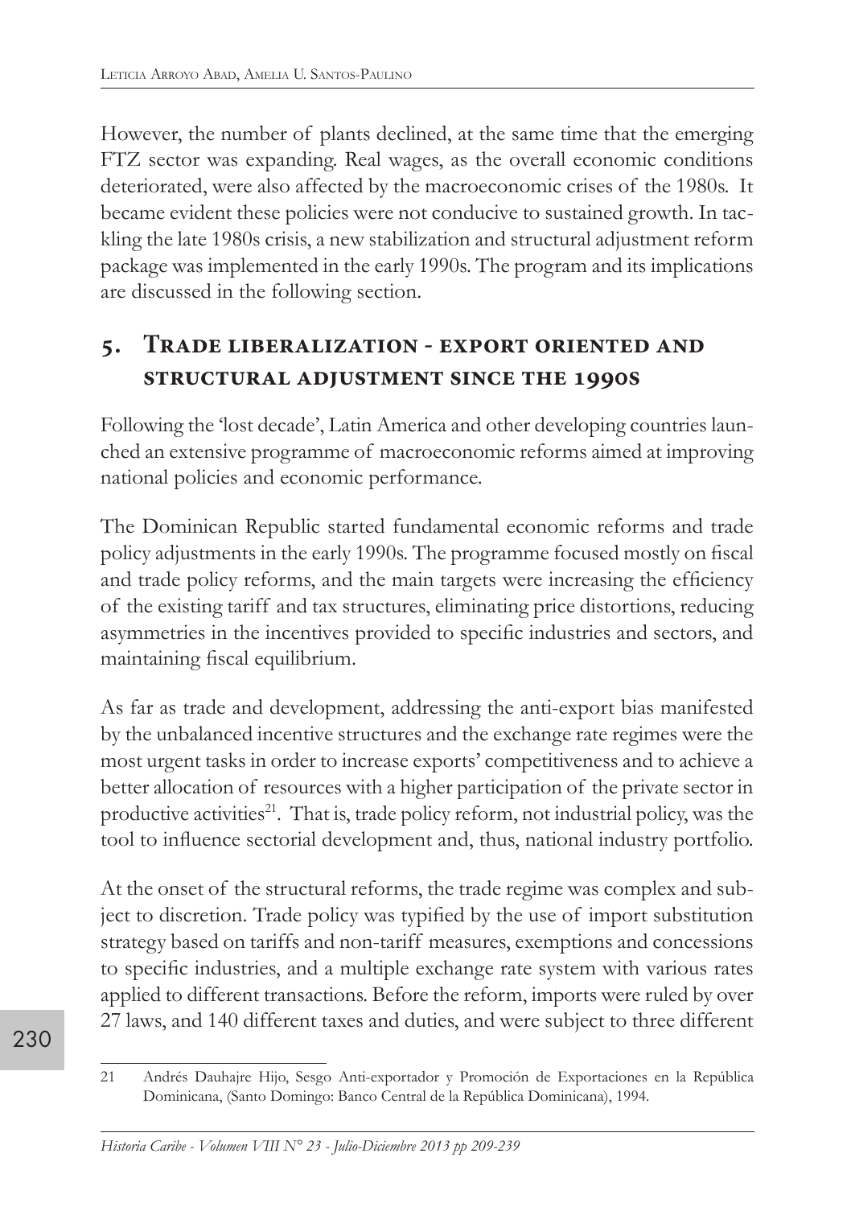However, the number of plants declined, at the same time that the emerging FTZ sector was expanding. Real wages, as the overall economic conditions deteriorated, were also affected by the macroeconomic crises of the 1980s. It became evident these policies were not conducive to sustained growth. In tackling the late 1980s crisis, a new stabilization and structural adjustment reform package was implemented in the early 1990s. The program and its implications are discussed in the following section.

## 5. Trade liberalization - export oriented and structural adjustment since the 1990s

Following the 'lost decade', Latin America and other developing countries launched an extensive programme of macroeconomic reforms aimed at improving national policies and economic performance.

The Dominican Republic started fundamental economic reforms and trade policy adjustments in the early 1990s. The programme focused mostly on fiscal and trade policy reforms, and the main targets were increasing the efficiency of the existing tariff and tax structures, eliminating price distortions, reducing asymmetries in the incentives provided to specific industries and sectors, and maintaining fiscal equilibrium.

As far as trade and development, addressing the anti-export bias manifested by the unbalanced incentive structures and the exchange rate regimes were the most urgent tasks in order to increase exports' competitiveness and to achieve a better allocation of resources with a higher participation of the private sector in productive activities[21]. That is, trade policy reform, not industrial policy, was the tool to influence sectorial development and, thus, national industry portfolio.

At the onset of the structural reforms, the trade regime was complex and subject to discretion. Trade policy was typified by the use of import substitution strategy based on tariffs and non-tariff measures, exemptions and concessions to specific industries, and a multiple exchange rate system with various rates applied to different transactions. Before the reform, imports were ruled by over 27 laws, and 140 different taxes and duties, and were subject to three different

---

21 Andrés Dauhajre Hijo, Sesgo Anti-exportador y Promoción de Exportaciones en la República Dominicana, (Santo Domingo: Banco Central de la República Dominicana), 1994.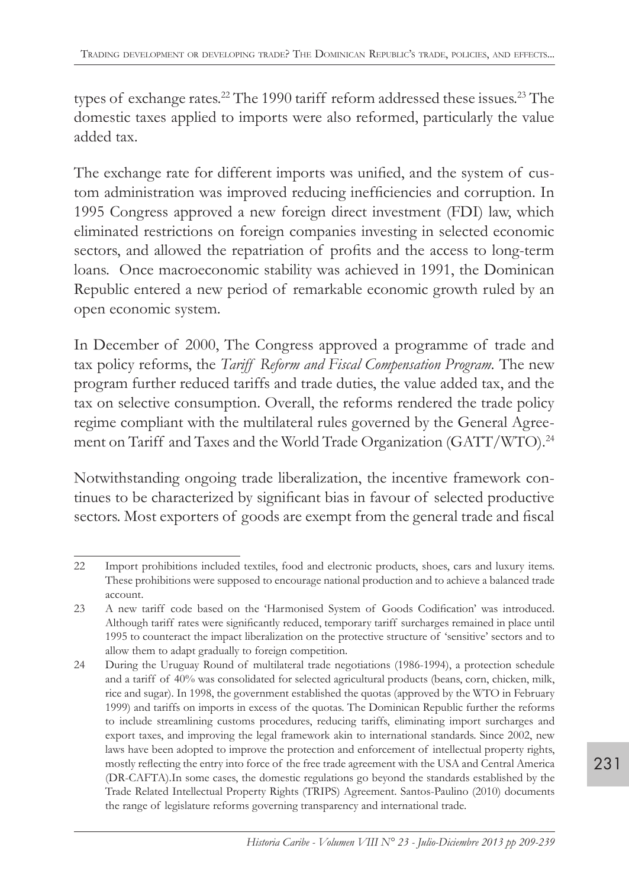types of exchange rates.[22] The 1990 tariff reform addressed these issues.[23] The domestic taxes applied to imports were also reformed, particularly the value added tax.

The exchange rate for different imports was unified, and the system of custom administration was improved reducing inefficiencies and corruption. In 1995 Congress approved a new foreign direct investment (FDI) law, which eliminated restrictions on foreign companies investing in selected economic sectors, and allowed the repatriation of profits and the access to long-term loans. Once macroeconomic stability was achieved in 1991, the Dominican Republic entered a new period of remarkable economic growth ruled by an open economic system.

In December of 2000, The Congress approved a programme of trade and tax policy reforms, the *Tariff Reform and Fiscal Compensation Program*. The new program further reduced tariffs and trade duties, the value added tax, and the tax on selective consumption. Overall, the reforms rendered the trade policy regime compliant with the multilateral rules governed by the General Agreement on Tariff and Taxes and the World Trade Organization (GATT/WTO).[24]

Notwithstanding ongoing trade liberalization, the incentive framework continues to be characterized by significant bias in favour of selected productive sectors. Most exporters of goods are exempt from the general trade and fiscal

---

22 Import prohibitions included textiles, food and electronic products, shoes, cars and luxury items. These prohibitions were supposed to encourage national production and to achieve a balanced trade account.

23 A new tariff code based on the 'Harmonised System of Goods Codification' was introduced. Although tariff rates were significantly reduced, temporary tariff surcharges remained in place until 1995 to counteract the impact liberalization on the protective structure of 'sensitive' sectors and to allow them to adapt gradually to foreign competition.

24 During the Uruguay Round of multilateral trade negotiations (1986-1994), a protection schedule and a tariff of 40% was consolidated for selected agricultural products (beans, corn, chicken, milk, rice and sugar). In 1998, the government established the quotas (approved by the WTO in February 1999) and tariffs on imports in excess of the quotas. The Dominican Republic further the reforms to include streamlining customs procedures, reducing tariffs, eliminating import surcharges and export taxes, and improving the legal framework akin to international standards. Since 2002, new laws have been adopted to improve the protection and enforcement of intellectual property rights, mostly reflecting the entry into force of the free trade agreement with the USA and Central America (DR-CAFTA).In some cases, the domestic regulations go beyond the standards established by the Trade Related Intellectual Property Rights (TRIPS) Agreement. Santos-Paulino (2010) documents the range of legislature reforms governing transparency and international trade.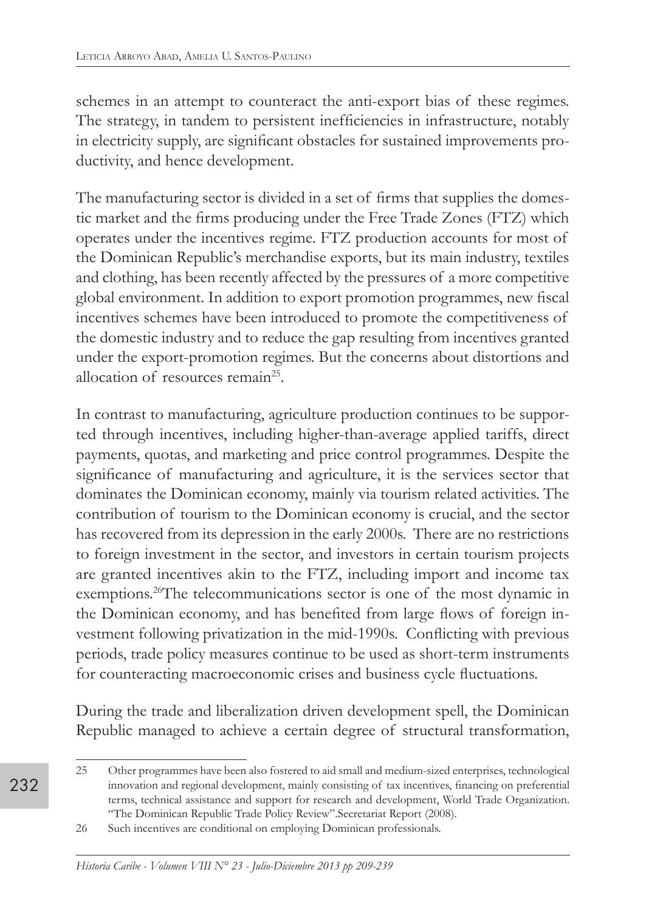schemes in an attempt to counteract the anti-export bias of these regimes. The strategy, in tandem to persistent inefficiencies in infrastructure, notably in electricity supply, are significant obstacles for sustained improvements productivity, and hence development.

The manufacturing sector is divided in a set of firms that supplies the domestic market and the firms producing under the Free Trade Zones (FTZ) which operates under the incentives regime. FTZ production accounts for most of the Dominican Republic's merchandise exports, but its main industry, textiles and clothing, has been recently affected by the pressures of a more competitive global environment. In addition to export promotion programmes, new fiscal incentives schemes have been introduced to promote the competitiveness of the domestic industry and to reduce the gap resulting from incentives granted under the export-promotion regimes. But the concerns about distortions and allocation of resources remain[25].

In contrast to manufacturing, agriculture production continues to be supported through incentives, including higher-than-average applied tariffs, direct payments, quotas, and marketing and price control programmes. Despite the significance of manufacturing and agriculture, it is the services sector that dominates the Dominican economy, mainly via tourism related activities. The contribution of tourism to the Dominican economy is crucial, and the sector has recovered from its depression in the early 2000s. There are no restrictions to foreign investment in the sector, and investors in certain tourism projects are granted incentives akin to the FTZ, including import and income tax exemptions.[26]The telecommunications sector is one of the most dynamic in the Dominican economy, and has benefited from large flows of foreign investment following privatization in the mid-1990s. Conflicting with previous periods, trade policy measures continue to be used as short-term instruments for counteracting macroeconomic crises and business cycle fluctuations.

During the trade and liberalization driven development spell, the Dominican Republic managed to achieve a certain degree of structural transformation,

---

25 Other programmes have been also fostered to aid small and medium-sized enterprises, technological innovation and regional development, mainly consisting of tax incentives, financing on preferential terms, technical assistance and support for research and development, World Trade Organization. "The Dominican Republic Trade Policy Review".Secretariat Report (2008).

26 Such incentives are conditional on employing Dominican professionals.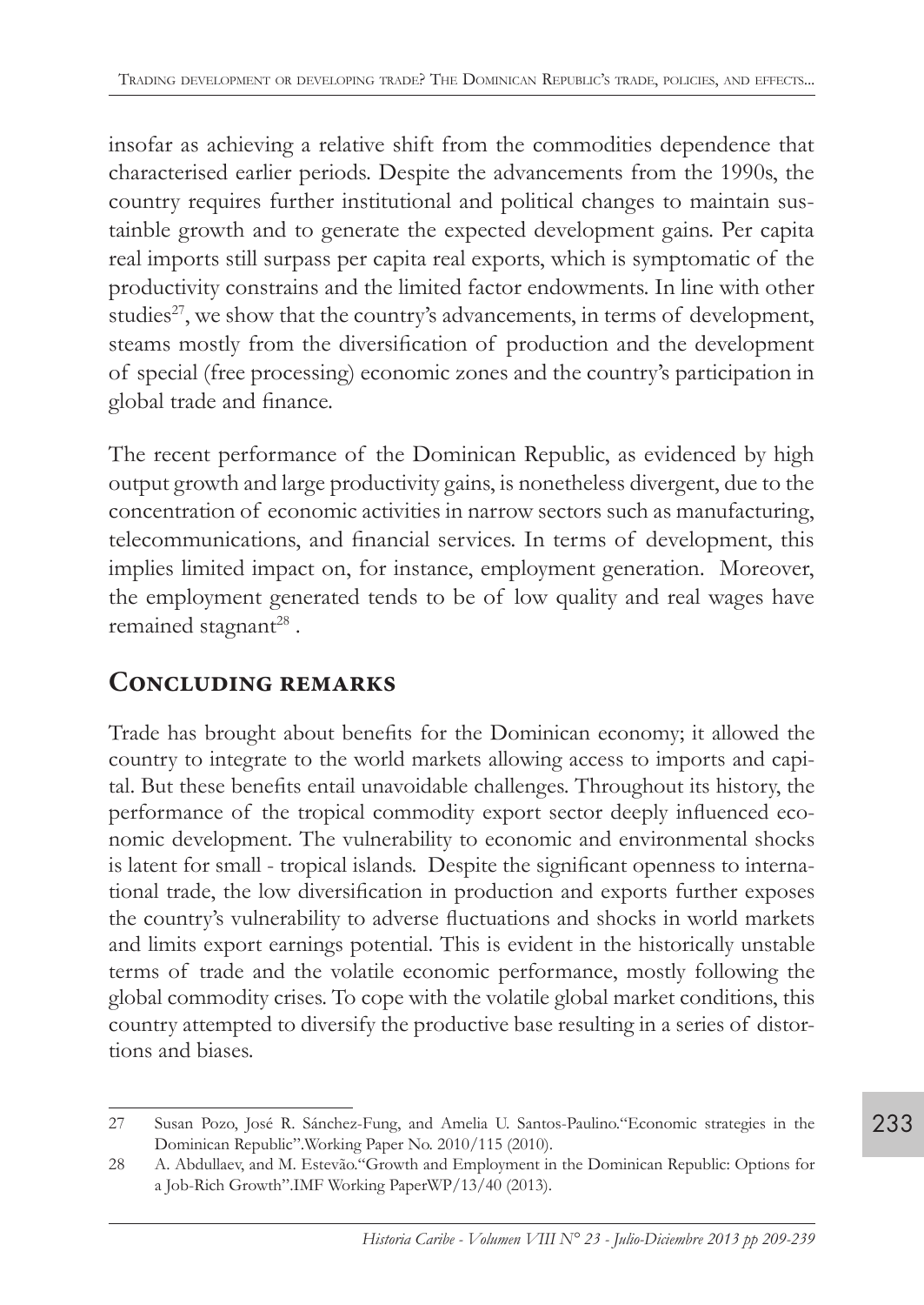insofar as achieving a relative shift from the commodities dependence that characterised earlier periods. Despite the advancements from the 1990s, the country requires further institutional and political changes to maintain sustainble growth and to generate the expected development gains. Per capita real imports still surpass per capita real exports, which is symptomatic of the productivity constrains and the limited factor endowments. In line with other studies[27], we show that the country's advancements, in terms of development, steams mostly from the diversification of production and the development of special (free processing) economic zones and the country's participation in global trade and finance.

The recent performance of the Dominican Republic, as evidenced by high output growth and large productivity gains, is nonetheless divergent, due to the concentration of economic activities in narrow sectors such as manufacturing, telecommunications, and financial services. In terms of development, this implies limited impact on, for instance, employment generation. Moreover, the employment generated tends to be of low quality and real wages have remained stagnant[28] .

## Concluding remarks

Trade has brought about benefits for the Dominican economy; it allowed the country to integrate to the world markets allowing access to imports and capital. But these benefits entail unavoidable challenges. Throughout its history, the performance of the tropical commodity export sector deeply influenced economic development. The vulnerability to economic and environmental shocks is latent for small - tropical islands. Despite the significant openness to international trade, the low diversification in production and exports further exposes the country's vulnerability to adverse fluctuations and shocks in world markets and limits export earnings potential. This is evident in the historically unstable terms of trade and the volatile economic performance, mostly following the global commodity crises. To cope with the volatile global market conditions, this country attempted to diversify the productive base resulting in a series of distortions and biases.

---

27 Susan Pozo, José R. Sánchez-Fung, and Amelia U. Santos-Paulino."Economic strategies in the Dominican Republic".Working Paper No. 2010/115 (2010).

28 A. Abdullaev, and M. Estevão."Growth and Employment in the Dominican Republic: Options for a Job-Rich Growth".IMF Working PaperWP/13/40 (2013).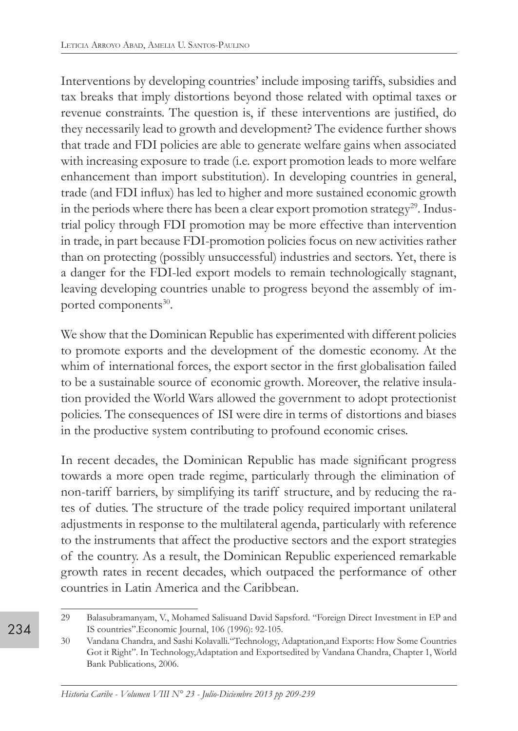Interventions by developing countries' include imposing tariffs, subsidies and tax breaks that imply distortions beyond those related with optimal taxes or revenue constraints. The question is, if these interventions are justified, do they necessarily lead to growth and development? The evidence further shows that trade and FDI policies are able to generate welfare gains when associated with increasing exposure to trade (i.e. export promotion leads to more welfare enhancement than import substitution). In developing countries in general, trade (and FDI influx) has led to higher and more sustained economic growth in the periods where there has been a clear export promotion strategy[29]. Industrial policy through FDI promotion may be more effective than intervention in trade, in part because FDI-promotion policies focus on new activities rather than on protecting (possibly unsuccessful) industries and sectors. Yet, there is a danger for the FDI-led export models to remain technologically stagnant, leaving developing countries unable to progress beyond the assembly of imported components[30].

We show that the Dominican Republic has experimented with different policies to promote exports and the development of the domestic economy. At the whim of international forces, the export sector in the first globalisation failed to be a sustainable source of economic growth. Moreover, the relative insulation provided the World Wars allowed the government to adopt protectionist policies. The consequences of ISI were dire in terms of distortions and biases in the productive system contributing to profound economic crises.

In recent decades, the Dominican Republic has made significant progress towards a more open trade regime, particularly through the elimination of non-tariff barriers, by simplifying its tariff structure, and by reducing the rates of duties. The structure of the trade policy required important unilateral adjustments in response to the multilateral agenda, particularly with reference to the instruments that affect the productive sectors and the export strategies of the country. As a result, the Dominican Republic experienced remarkable growth rates in recent decades, which outpaced the performance of other countries in Latin America and the Caribbean.

---

29 Balasubramanyam, V., Mohamed Salisuand David Sapsford. "Foreign Direct Investment in EP and IS countries".Economic Journal, 106 (1996): 92-105.

30 Vandana Chandra, and Sashi Kolavalli."Technology, Adaptation,and Exports: How Some Countries Got it Right". In Technology,Adaptation and Exportsedited by Vandana Chandra, Chapter 1, World Bank Publications, 2006.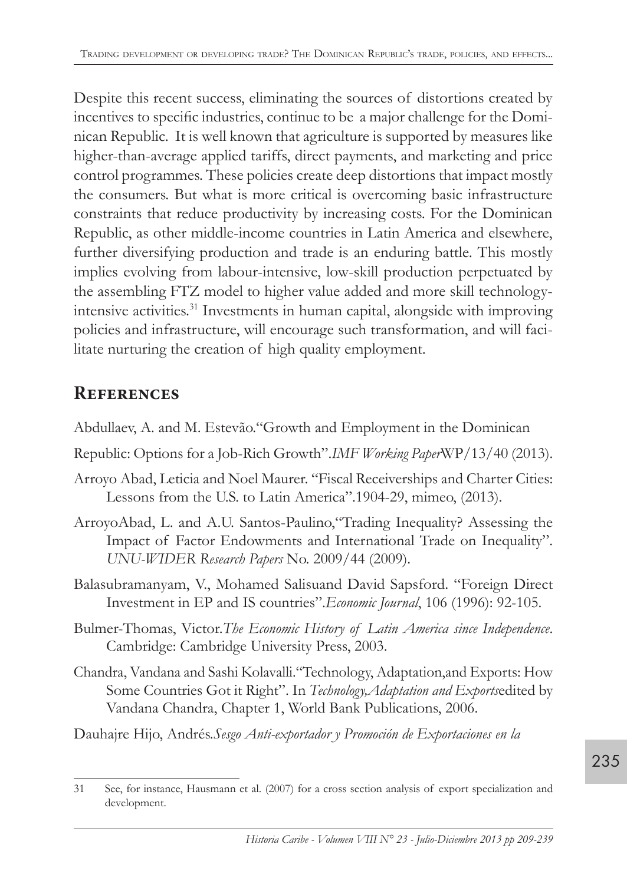Despite this recent success, eliminating the sources of distortions created by incentives to specific industries, continue to be a major challenge for the Dominican Republic. It is well known that agriculture is supported by measures like higher-than-average applied tariffs, direct payments, and marketing and price control programmes. These policies create deep distortions that impact mostly the consumers. But what is more critical is overcoming basic infrastructure constraints that reduce productivity by increasing costs. For the Dominican Republic, as other middle-income countries in Latin America and elsewhere, further diversifying production and trade is an enduring battle. This mostly implies evolving from labour-intensive, low-skill production perpetuated by the assembling FTZ model to higher value added and more skill technology-intensive activities.[31] Investments in human capital, alongside with improving policies and infrastructure, will encourage such transformation, and will facilitate nurturing the creation of high quality employment.

## References

Abdullaev, A. and M. Estevão."Growth and Employment in the Dominican Republic: Options for a Job-Rich Growth".*IMF Working Paper*WP/13/40 (2013).

Arroyo Abad, Leticia and Noel Maurer. "Fiscal Receiverships and Charter Cities: Lessons from the U.S. to Latin America".1904-29, mimeo, (2013).

ArroyoAbad, L. and A.U. Santos-Paulino,"Trading Inequality? Assessing the Impact of Factor Endowments and International Trade on Inequality". *UNU-WIDER Research Papers* No. 2009/44 (2009).

Balasubramanyam, V., Mohamed Salisuand David Sapsford. "Foreign Direct Investment in EP and IS countries".*Economic Journal*, 106 (1996): 92-105.

Bulmer-Thomas, Victor.*The Economic History of Latin America since Independence*. Cambridge: Cambridge University Press, 2003.

Chandra, Vandana and Sashi Kolavalli."Technology, Adaptation,and Exports: How Some Countries Got it Right". In *Technology,Adaptation and Exports*edited by Vandana Chandra, Chapter 1, World Bank Publications, 2006.

Dauhajre Hijo, Andrés.*Sesgo Anti-exportador y Promoción de Exportaciones en la*

---

31 See, for instance, Hausmann et al. (2007) for a cross section analysis of export specialization and development.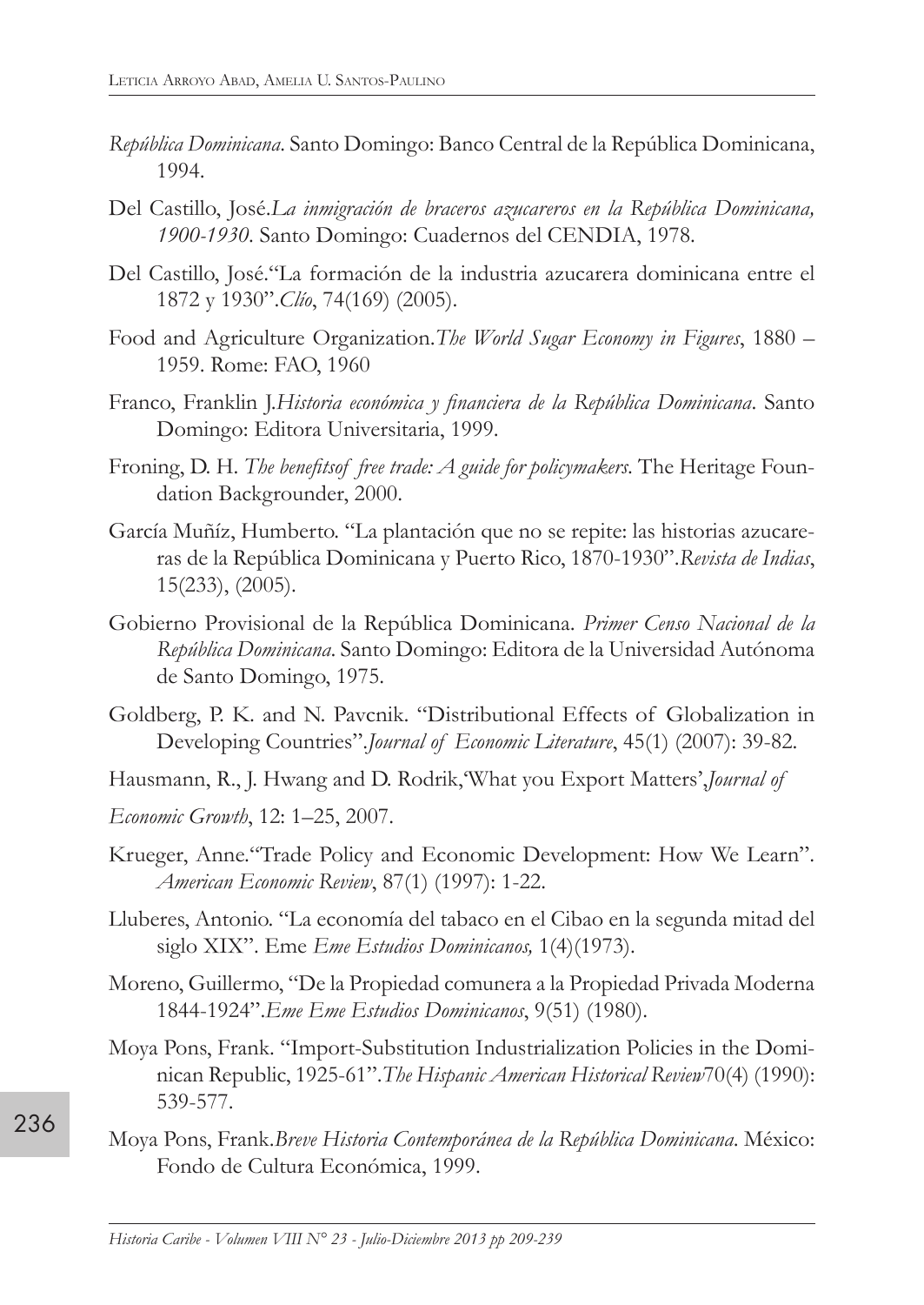*República Dominicana*. Santo Domingo: Banco Central de la República Dominicana, 1994.

Del Castillo, José.*La inmigración de braceros azucareros en la República Dominicana, 1900-1930*. Santo Domingo: Cuadernos del CENDIA, 1978.

Del Castillo, José."La formación de la industria azucarera dominicana entre el 1872 y 1930".*Clío*, 74(169) (2005).

Food and Agriculture Organization.*The World Sugar Economy in Figures*, 1880 – 1959. Rome: FAO, 1960

Franco, Franklin J.*Historia económica y financiera de la República Dominicana*. Santo Domingo: Editora Universitaria, 1999.

Froning, D. H. *The benefitsof free trade: A guide for policymakers*. The Heritage Foundation Backgrounder, 2000.

García Muñíz, Humberto. "La plantación que no se repite: las historias azucareras de la República Dominicana y Puerto Rico, 1870-1930".*Revista de Indias*, 15(233), (2005).

Gobierno Provisional de la República Dominicana. *Primer Censo Nacional de la República Dominicana*. Santo Domingo: Editora de la Universidad Autónoma de Santo Domingo, 1975.

Goldberg, P. K. and N. Pavcnik. "Distributional Effects of Globalization in Developing Countries".*Journal of Economic Literature*, 45(1) (2007): 39-82.

Hausmann, R., J. Hwang and D. Rodrik,'What you Export Matters',*Journal of Economic Growth*, 12: 1–25, 2007.

Krueger, Anne."Trade Policy and Economic Development: How We Learn". *American Economic Review*, 87(1) (1997): 1-22.

Lluberes, Antonio. "La economía del tabaco en el Cibao en la segunda mitad del siglo XIX". Eme *Eme Estudios Dominicanos,* 1(4)(1973).

Moreno, Guillermo, "De la Propiedad comunera a la Propiedad Privada Moderna 1844-1924".*Eme Eme Estudios Dominicanos*, 9(51) (1980).

Moya Pons, Frank. "Import-Substitution Industrialization Policies in the Dominican Republic, 1925-61".*The Hispanic American Historical Review*70(4) (1990): 539-577.

Moya Pons, Frank.*Breve Historia Contemporánea de la República Dominicana*. México: Fondo de Cultura Económica, 1999.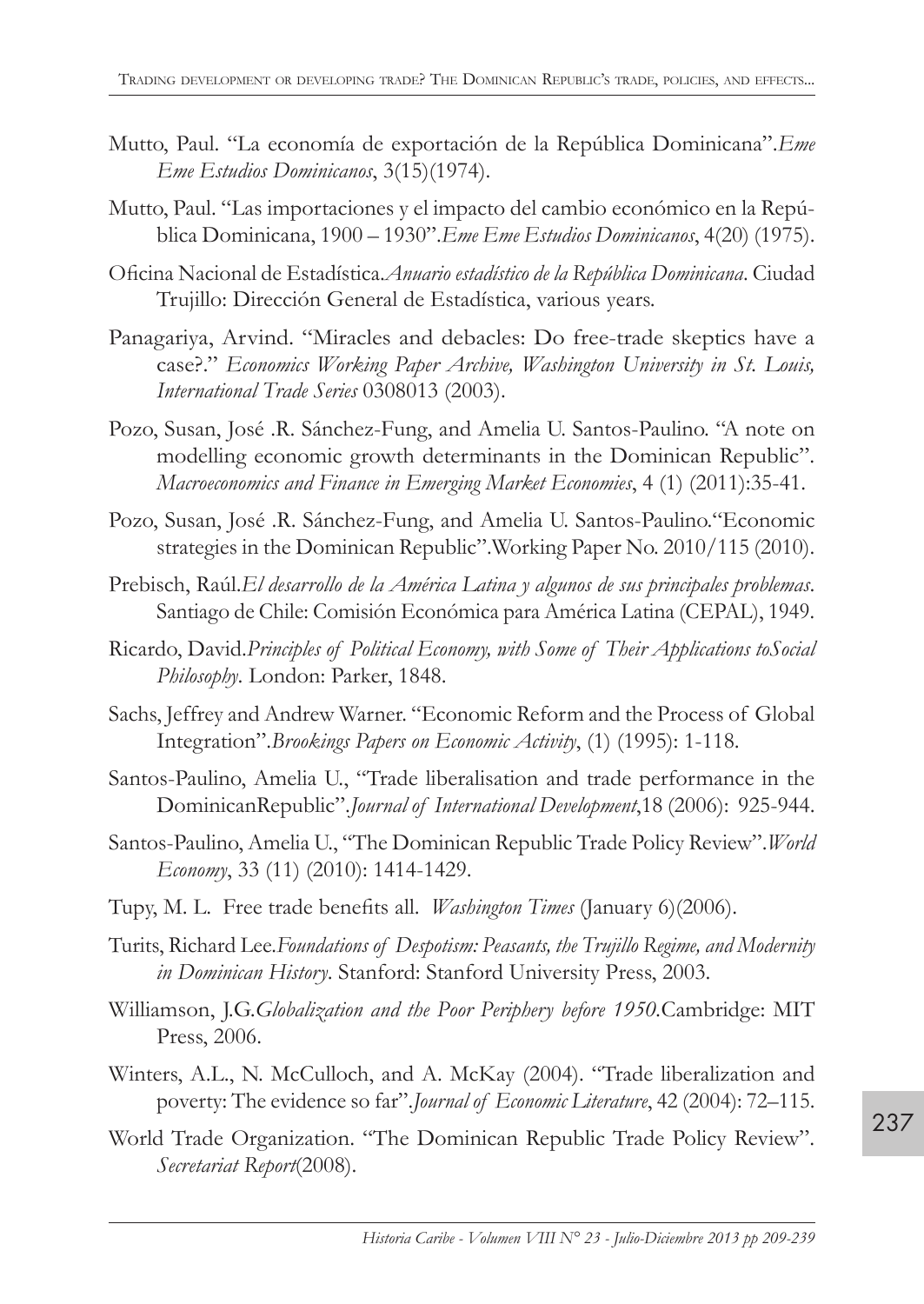Mutto, Paul. "La economía de exportación de la República Dominicana".*Eme Eme Estudios Dominicanos*, 3(15)(1974).

Mutto, Paul. "Las importaciones y el impacto del cambio económico en la República Dominicana, 1900 – 1930".*Eme Eme Estudios Dominicanos*, 4(20) (1975).

Oficina Nacional de Estadística.*Anuario estadístico de la República Dominicana*. Ciudad Trujillo: Dirección General de Estadística, various years.

Panagariya, Arvind. "Miracles and debacles: Do free-trade skeptics have a case?." *Economics Working Paper Archive, Washington University in St. Louis, International Trade Series* 0308013 (2003).

Pozo, Susan, José .R. Sánchez-Fung, and Amelia U. Santos-Paulino. "A note on modelling economic growth determinants in the Dominican Republic". *Macroeconomics and Finance in Emerging Market Economies*, 4 (1) (2011):35-41.

Pozo, Susan, José .R. Sánchez-Fung, and Amelia U. Santos-Paulino."Economic strategies in the Dominican Republic".Working Paper No. 2010/115 (2010).

Prebisch, Raúl.*El desarrollo de la América Latina y algunos de sus principales problemas*. Santiago de Chile: Comisión Económica para América Latina (CEPAL), 1949.

Ricardo, David.*Principles of Political Economy, with Some of Their Applications toSocial Philosophy*. London: Parker, 1848.

Sachs, Jeffrey and Andrew Warner. "Economic Reform and the Process of Global Integration".*Brookings Papers on Economic Activity*, (1) (1995): 1-118.

Santos-Paulino, Amelia U., "Trade liberalisation and trade performance in the DominicanRepublic".*Journal of International Development*,18 (2006): 925-944.

Santos-Paulino, Amelia U., "The Dominican Republic Trade Policy Review".*World Economy*, 33 (11) (2010): 1414-1429.

Tupy, M. L. Free trade benefits all. *Washington Times* (January 6)(2006).

Turits, Richard Lee.*Foundations of Despotism: Peasants, the Trujillo Regime, and Modernity in Dominican History*. Stanford: Stanford University Press, 2003.

Williamson, J.G.*Globalization and the Poor Periphery before 1950*.Cambridge: MIT Press, 2006.

Winters, A.L., N. McCulloch, and A. McKay (2004). "Trade liberalization and poverty: The evidence so far".*Journal of Economic Literature*, 42 (2004): 72–115.

World Trade Organization. "The Dominican Republic Trade Policy Review". *Secretariat Report*(2008).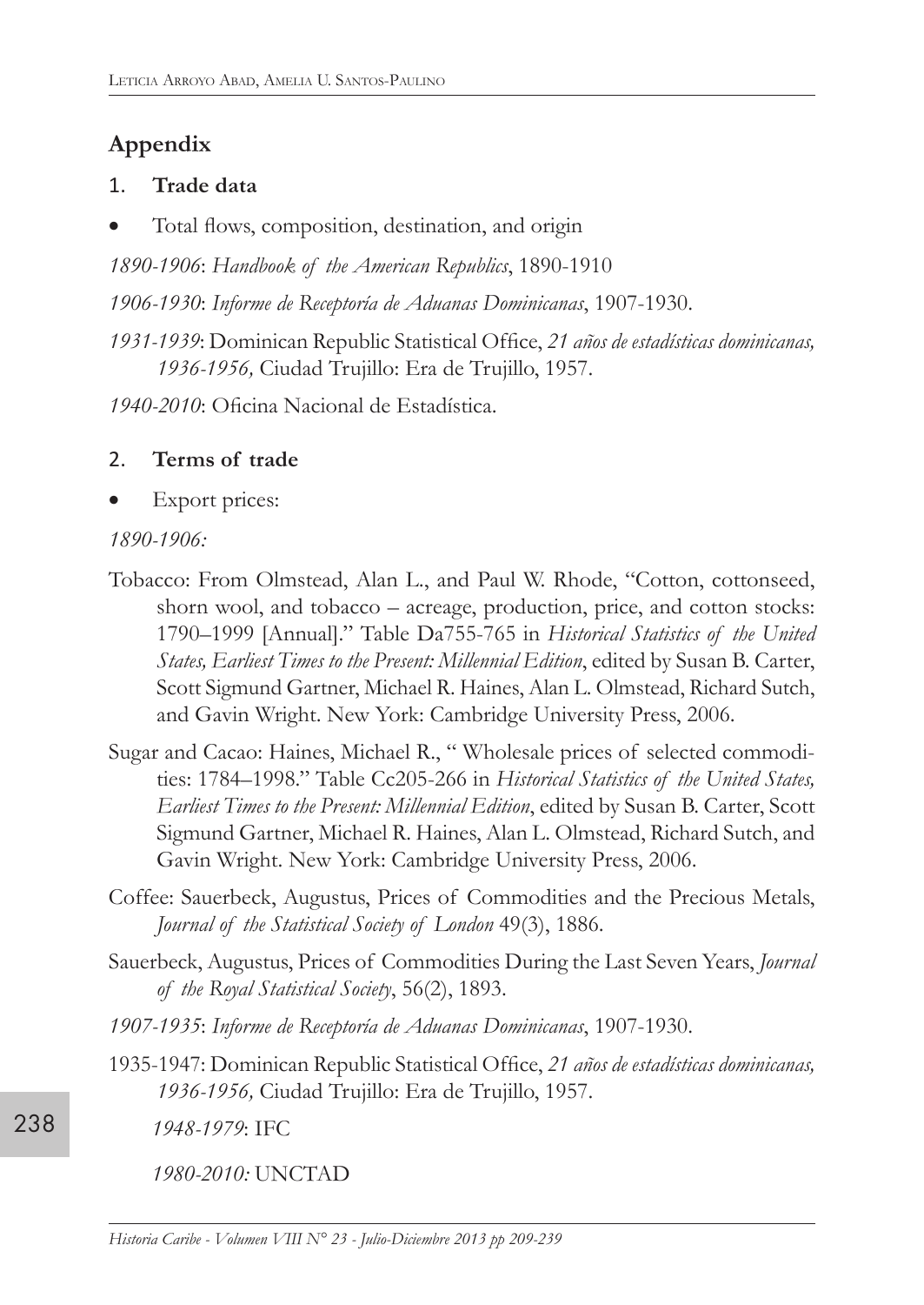## Appendix

1. **Trade data**

- Total flows, composition, destination, and origin

*1890-1906*: *Handbook of the American Republics*, 1890-1910

*1906-1930*: *Informe de Receptoría de Aduanas Dominicanas*, 1907-1930.

*1931-1939*: Dominican Republic Statistical Office, *21 años de estadísticas dominicanas, 1936-1956,* Ciudad Trujillo: Era de Trujillo, 1957.

*1940-2010*: Oficina Nacional de Estadística.

2. **Terms of trade**

- Export prices:

*1890-1906:*

Tobacco: From Olmstead, Alan L., and Paul W. Rhode, "Cotton, cottonseed, shorn wool, and tobacco – acreage, production, price, and cotton stocks: 1790–1999 [Annual]." Table Da755-765 in *Historical Statistics of the United States, Earliest Times to the Present: Millennial Edition*, edited by Susan B. Carter, Scott Sigmund Gartner, Michael R. Haines, Alan L. Olmstead, Richard Sutch, and Gavin Wright. New York: Cambridge University Press, 2006.

Sugar and Cacao: Haines, Michael R., " Wholesale prices of selected commodities: 1784–1998." Table Cc205-266 in *Historical Statistics of the United States, Earliest Times to the Present: Millennial Edition*, edited by Susan B. Carter, Scott Sigmund Gartner, Michael R. Haines, Alan L. Olmstead, Richard Sutch, and Gavin Wright. New York: Cambridge University Press, 2006.

Coffee: Sauerbeck, Augustus, Prices of Commodities and the Precious Metals, *Journal of the Statistical Society of London* 49(3), 1886.

Sauerbeck, Augustus, Prices of Commodities During the Last Seven Years, *Journal of the Royal Statistical Society*, 56(2), 1893.

*1907-1935*: *Informe de Receptoría de Aduanas Dominicanas*, 1907-1930.

1935-1947: Dominican Republic Statistical Office, *21 años de estadísticas dominicanas, 1936-1956,* Ciudad Trujillo: Era de Trujillo, 1957.

*1948-1979*: IFC

*1980-2010:* UNCTAD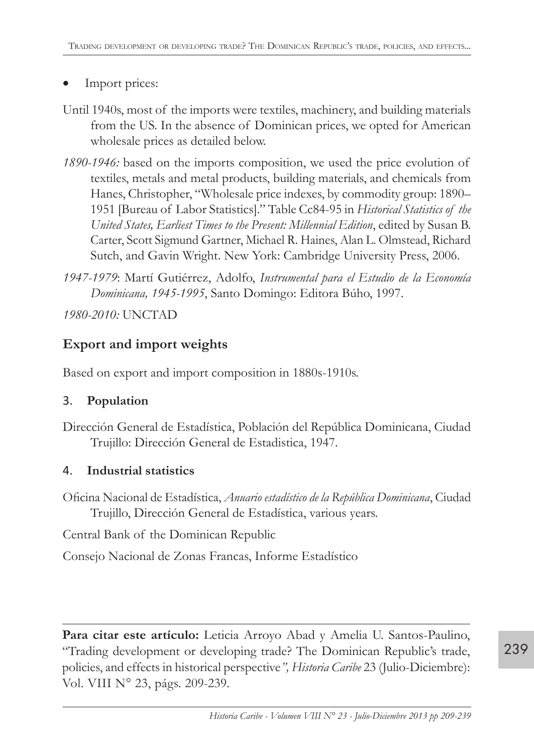- Import prices:

Until 1940s, most of the imports were textiles, machinery, and building materials from the US. In the absence of Dominican prices, we opted for American wholesale prices as detailed below.

*1890-1946:* based on the imports composition, we used the price evolution of textiles, metals and metal products, building materials, and chemicals from Hanes, Christopher, "Wholesale price indexes, by commodity group: 1890–1951 [Bureau of Labor Statistics]." Table Cc84-95 in *Historical Statistics of the United States, Earliest Times to the Present: Millennial Edition*, edited by Susan B. Carter, Scott Sigmund Gartner, Michael R. Haines, Alan L. Olmstead, Richard Sutch, and Gavin Wright. New York: Cambridge University Press, 2006.

*1947-1979*: Martí Gutiérrez, Adolfo, *Instrumental para el Estudio de la Economía Dominicana, 1945-1995*, Santo Domingo: Editora Búho, 1997.

*1980-2010:* UNCTAD

## Export and import weights

Based on export and import composition in 1880s-1910s.

## 3. Population

Dirección General de Estadística, Población del República Dominicana, Ciudad Trujillo: Dirección General de Estadistica, 1947.

## 4. Industrial statistics

Oficina Nacional de Estadística, *Anuario estadístico de la República Dominicana*, Ciudad Trujillo, Dirección General de Estadística, various years.

Central Bank of the Dominican Republic

Consejo Nacional de Zonas Francas, Informe Estadístico

---

**Para citar este artículo:** Leticia Arroyo Abad y Amelia U. Santos-Paulino, "Trading development or developing trade? The Dominican Republic's trade, policies, and effects in historical perspective*", Historia Caribe* 23 (Julio-Diciembre): Vol. VIII N° 23, págs. 209-239.